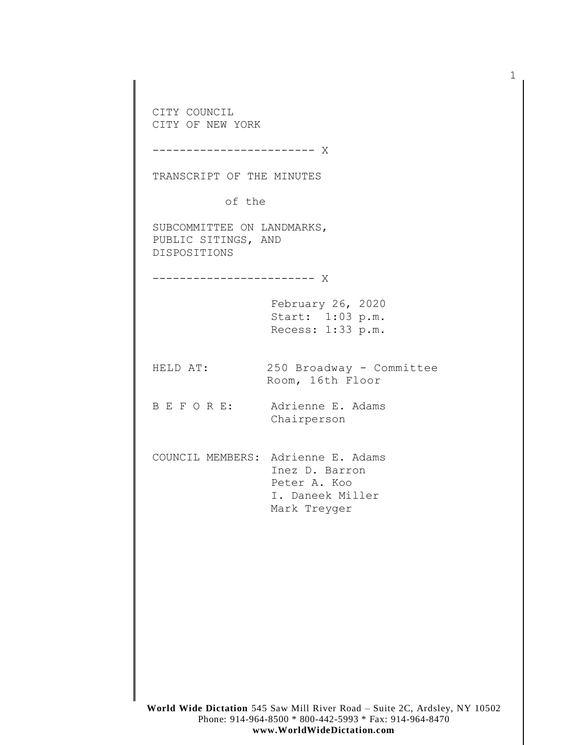CITY COUNCIL
CITY OF NEW YORK

------------------------ X

TRANSCRIPT OF THE MINUTES

of the

SUBCOMMITTEE ON LANDMARKS,
PUBLIC SITINGS, AND
DISPOSITIONS

------------------------ X

February 26, 2020
Start: 1:03 p.m.
Recess: 1:33 p.m.

HELD AT: 250 Broadway - Committee Room, 16th Floor

B E F O R E: Adrienne E. Adams
Chairperson

COUNCIL MEMBERS: Adrienne E. Adams
Inez D. Barron
Peter A. Koo
I. Daneek Miller
Mark Treyger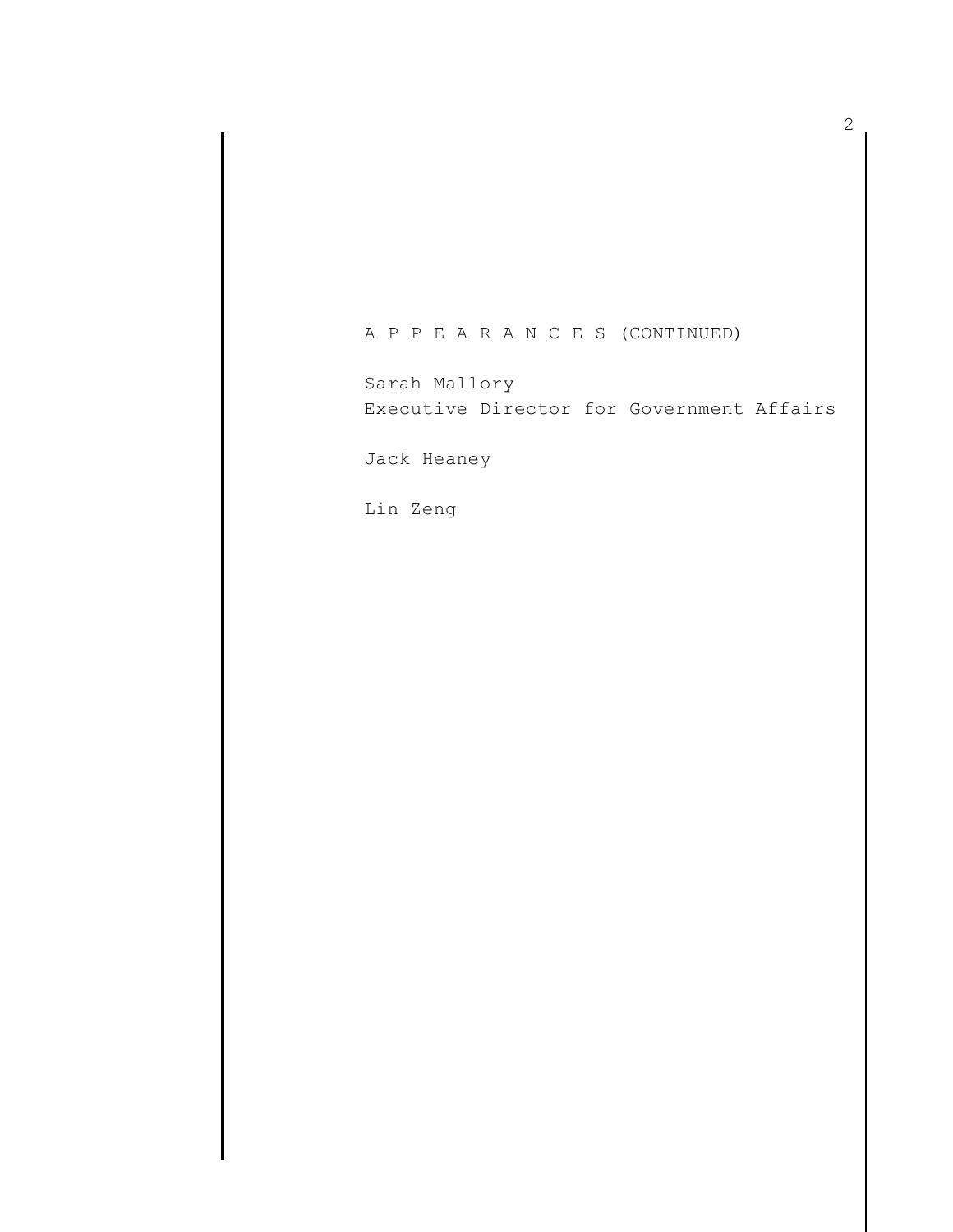A P P E A R A N C E S (CONTINUED)

Sarah Mallory
Executive Director for Government Affairs

Jack Heaney

Lin Zeng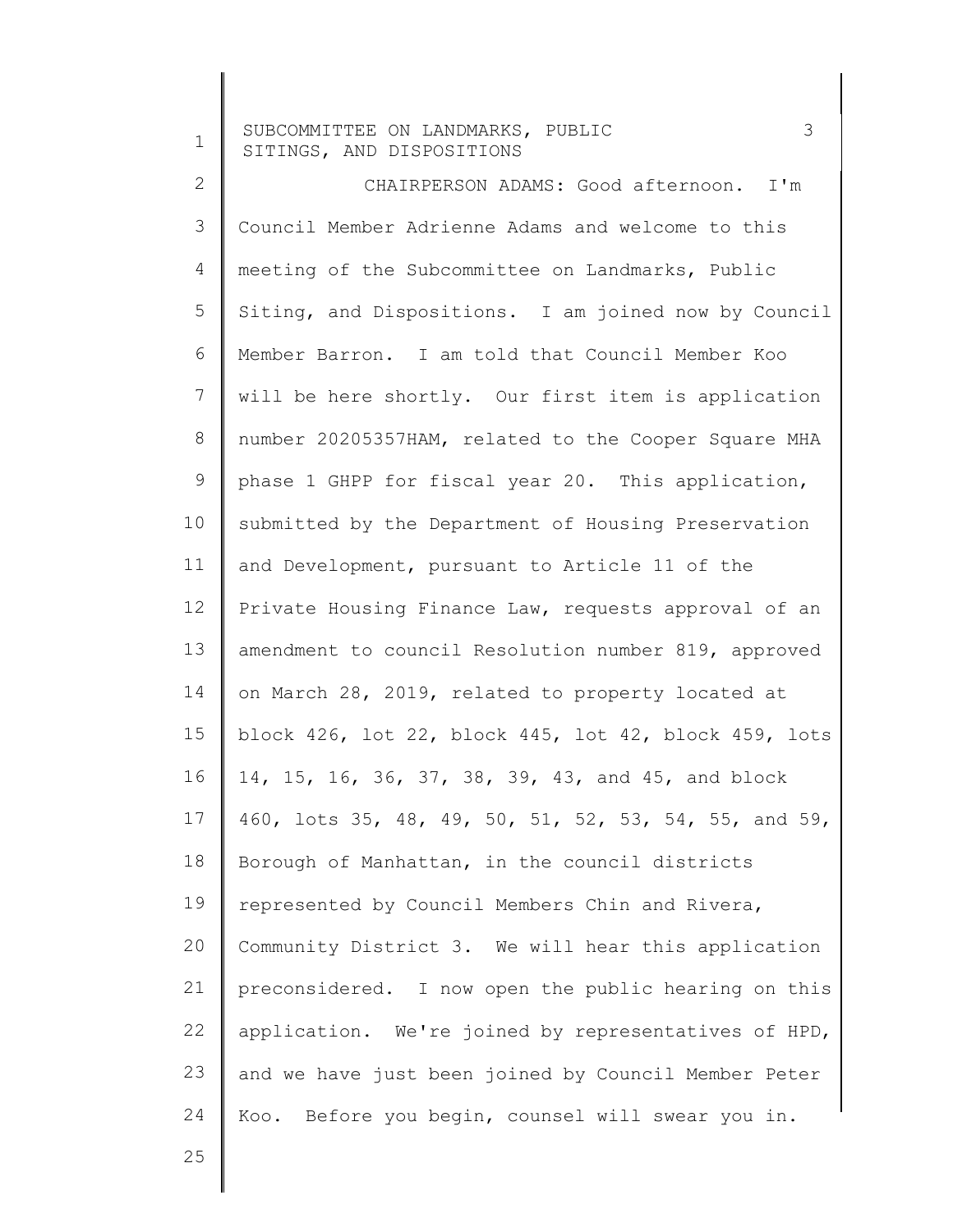CHAIRPERSON ADAMS: Good afternoon. I'm Council Member Adrienne Adams and welcome to this meeting of the Subcommittee on Landmarks, Public Siting, and Dispositions. I am joined now by Council Member Barron. I am told that Council Member Koo will be here shortly. Our first item is application number 20205357HAM, related to the Cooper Square MHA phase 1 GHPP for fiscal year 20. This application, submitted by the Department of Housing Preservation and Development, pursuant to Article 11 of the Private Housing Finance Law, requests approval of an amendment to council Resolution number 819, approved on March 28, 2019, related to property located at block 426, lot 22, block 445, lot 42, block 459, lots 14, 15, 16, 36, 37, 38, 39, 43, and 45, and block 460, lots 35, 48, 49, 50, 51, 52, 53, 54, 55, and 59, Borough of Manhattan, in the council districts represented by Council Members Chin and Rivera, Community District 3. We will hear this application preconsidered. I now open the public hearing on this application. We're joined by representatives of HPD, and we have just been joined by Council Member Peter Koo. Before you begin, counsel will swear you in.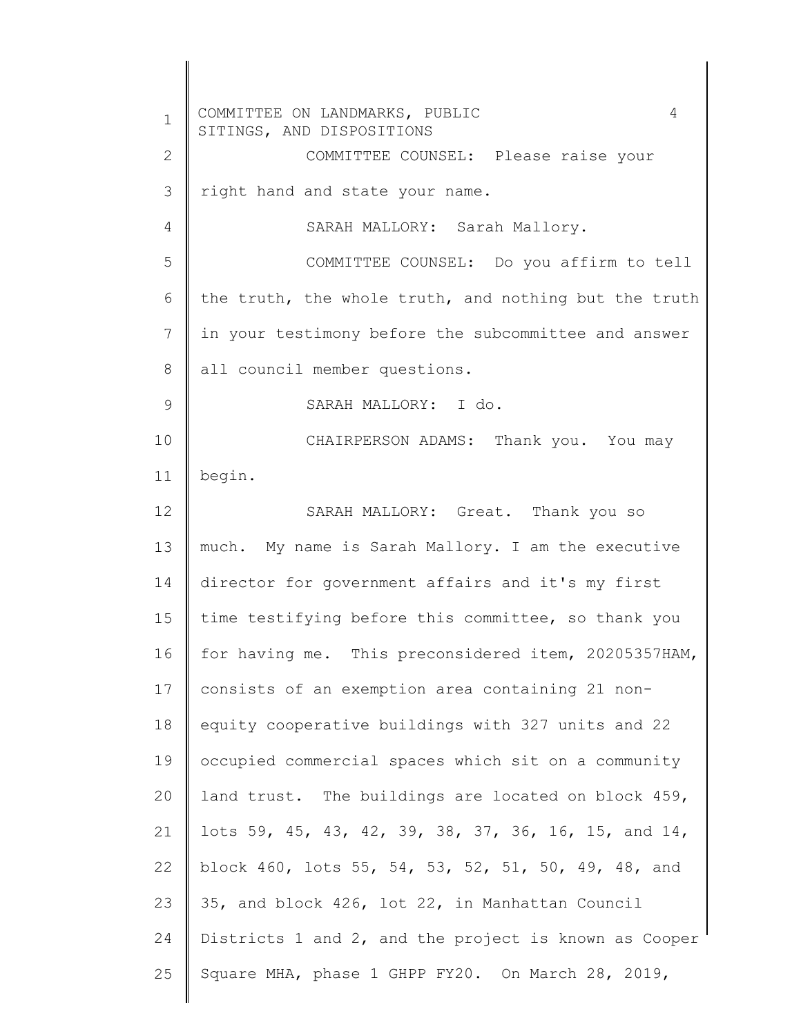COMMITTEE COUNSEL: Please raise your right hand and state your name.

SARAH MALLORY: Sarah Mallory.

COMMITTEE COUNSEL: Do you affirm to tell the truth, the whole truth, and nothing but the truth in your testimony before the subcommittee and answer all council member questions.

SARAH MALLORY: I do.

CHAIRPERSON ADAMS: Thank you. You may begin.

SARAH MALLORY: Great. Thank you so much. My name is Sarah Mallory. I am the executive director for government affairs and it's my first time testifying before this committee, so thank you for having me. This preconsidered item, 20205357HAM, consists of an exemption area containing 21 non-equity cooperative buildings with 327 units and 22 occupied commercial spaces which sit on a community land trust. The buildings are located on block 459, lots 59, 45, 43, 42, 39, 38, 37, 36, 16, 15, and 14, block 460, lots 55, 54, 53, 52, 51, 50, 49, 48, and 35, and block 426, lot 22, in Manhattan Council Districts 1 and 2, and the project is known as Cooper Square MHA, phase 1 GHPP FY20. On March 28, 2019,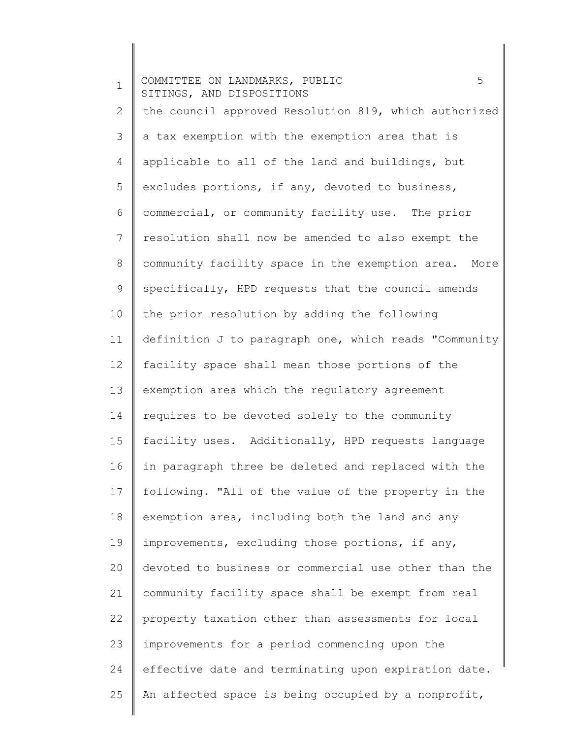the council approved Resolution 819, which authorized a tax exemption with the exemption area that is applicable to all of the land and buildings, but excludes portions, if any, devoted to business, commercial, or community facility use. The prior resolution shall now be amended to also exempt the community facility space in the exemption area. More specifically, HPD requests that the council amends the prior resolution by adding the following definition J to paragraph one, which reads "Community facility space shall mean those portions of the exemption area which the regulatory agreement requires to be devoted solely to the community facility uses. Additionally, HPD requests language in paragraph three be deleted and replaced with the following. "All of the value of the property in the exemption area, including both the land and any improvements, excluding those portions, if any, devoted to business or commercial use other than the community facility space shall be exempt from real property taxation other than assessments for local improvements for a period commencing upon the effective date and terminating upon expiration date. An affected space is being occupied by a nonprofit,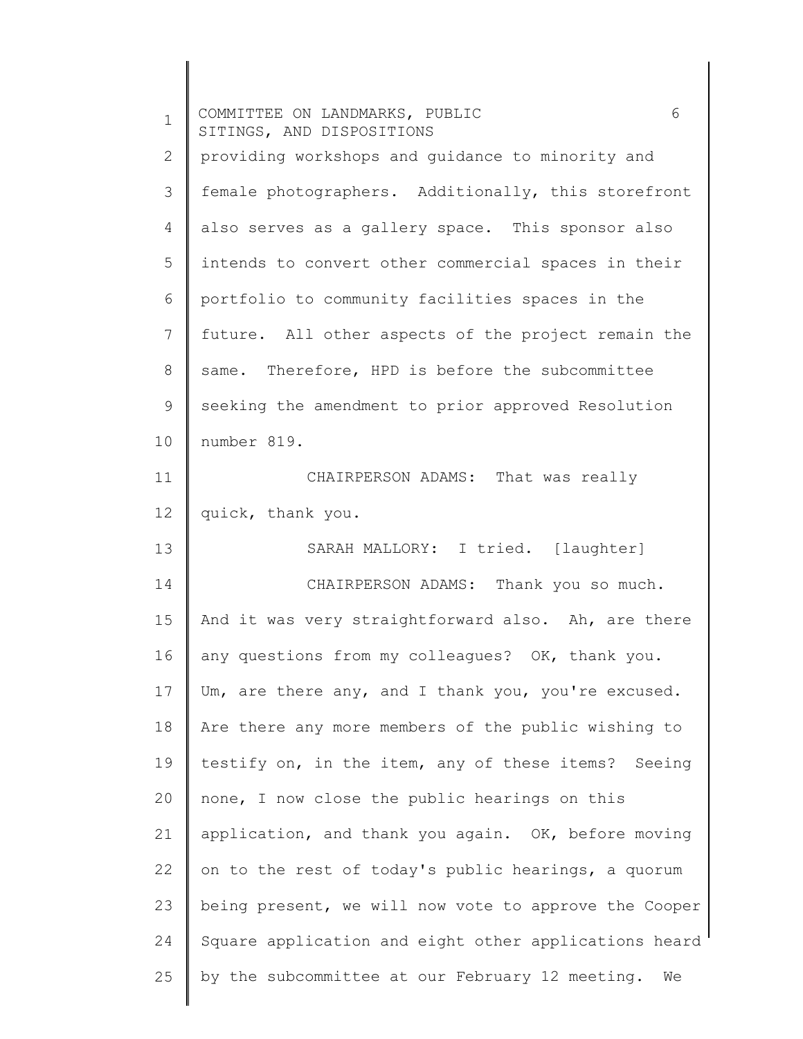providing workshops and guidance to minority and female photographers. Additionally, this storefront also serves as a gallery space. This sponsor also intends to convert other commercial spaces in their portfolio to community facilities spaces in the future. All other aspects of the project remain the same. Therefore, HPD is before the subcommittee seeking the amendment to prior approved Resolution number 819.

CHAIRPERSON ADAMS: That was really quick, thank you.

SARAH MALLORY: I tried. [laughter]

CHAIRPERSON ADAMS: Thank you so much. And it was very straightforward also. Ah, are there any questions from my colleagues? OK, thank you. Um, are there any, and I thank you, you're excused. Are there any more members of the public wishing to testify on, in the item, any of these items? Seeing none, I now close the public hearings on this application, and thank you again. OK, before moving on to the rest of today's public hearings, a quorum being present, we will now vote to approve the Cooper Square application and eight other applications heard by the subcommittee at our February 12 meeting. We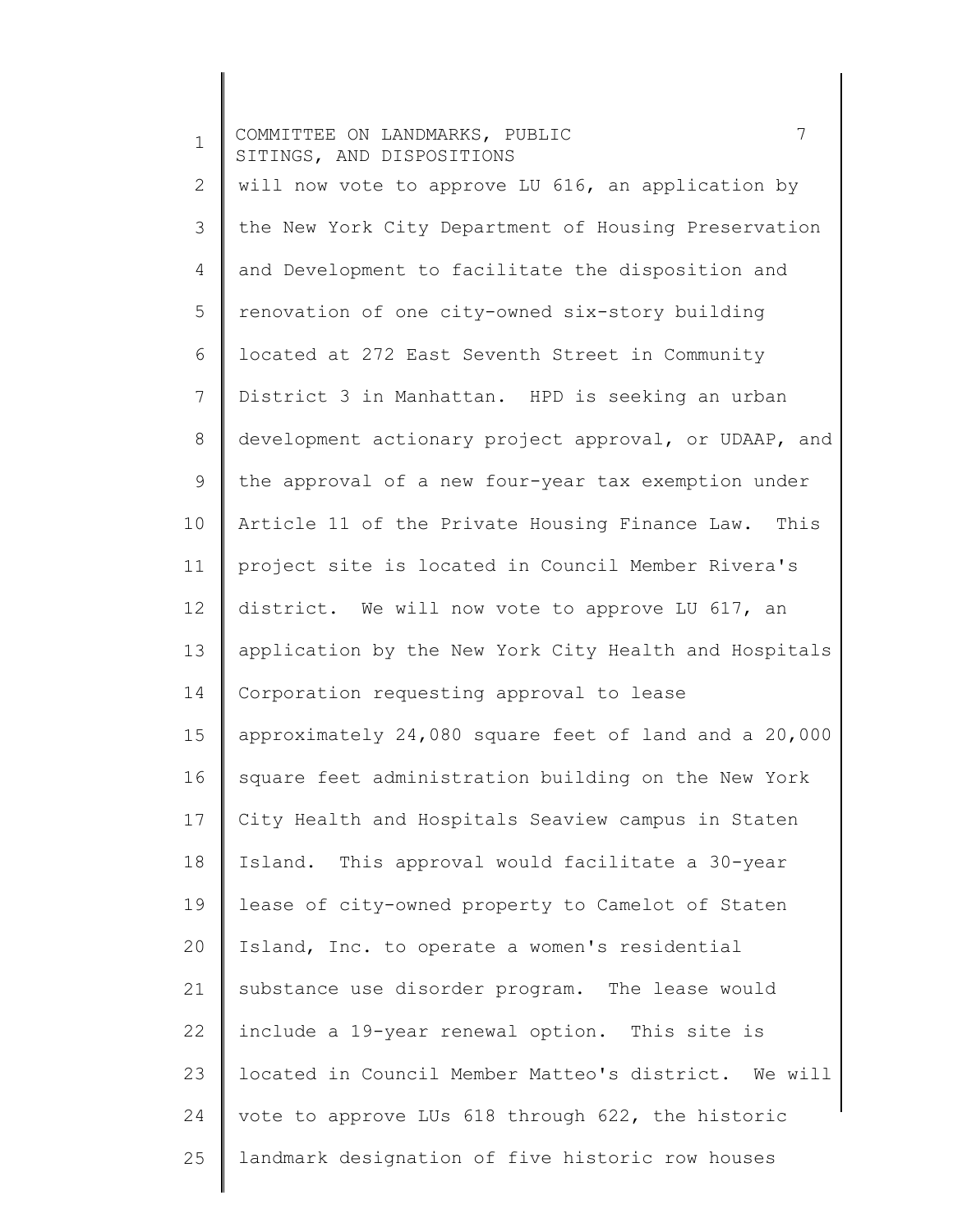will now vote to approve LU 616, an application by the New York City Department of Housing Preservation and Development to facilitate the disposition and renovation of one city-owned six-story building located at 272 East Seventh Street in Community District 3 in Manhattan. HPD is seeking an urban development actionary project approval, or UDAAP, and the approval of a new four-year tax exemption under Article 11 of the Private Housing Finance Law. This project site is located in Council Member Rivera's district. We will now vote to approve LU 617, an application by the New York City Health and Hospitals Corporation requesting approval to lease approximately 24,080 square feet of land and a 20,000 square feet administration building on the New York City Health and Hospitals Seaview campus in Staten Island. This approval would facilitate a 30-year lease of city-owned property to Camelot of Staten Island, Inc. to operate a women's residential substance use disorder program. The lease would include a 19-year renewal option. This site is located in Council Member Matteo's district. We will vote to approve LUs 618 through 622, the historic landmark designation of five historic row houses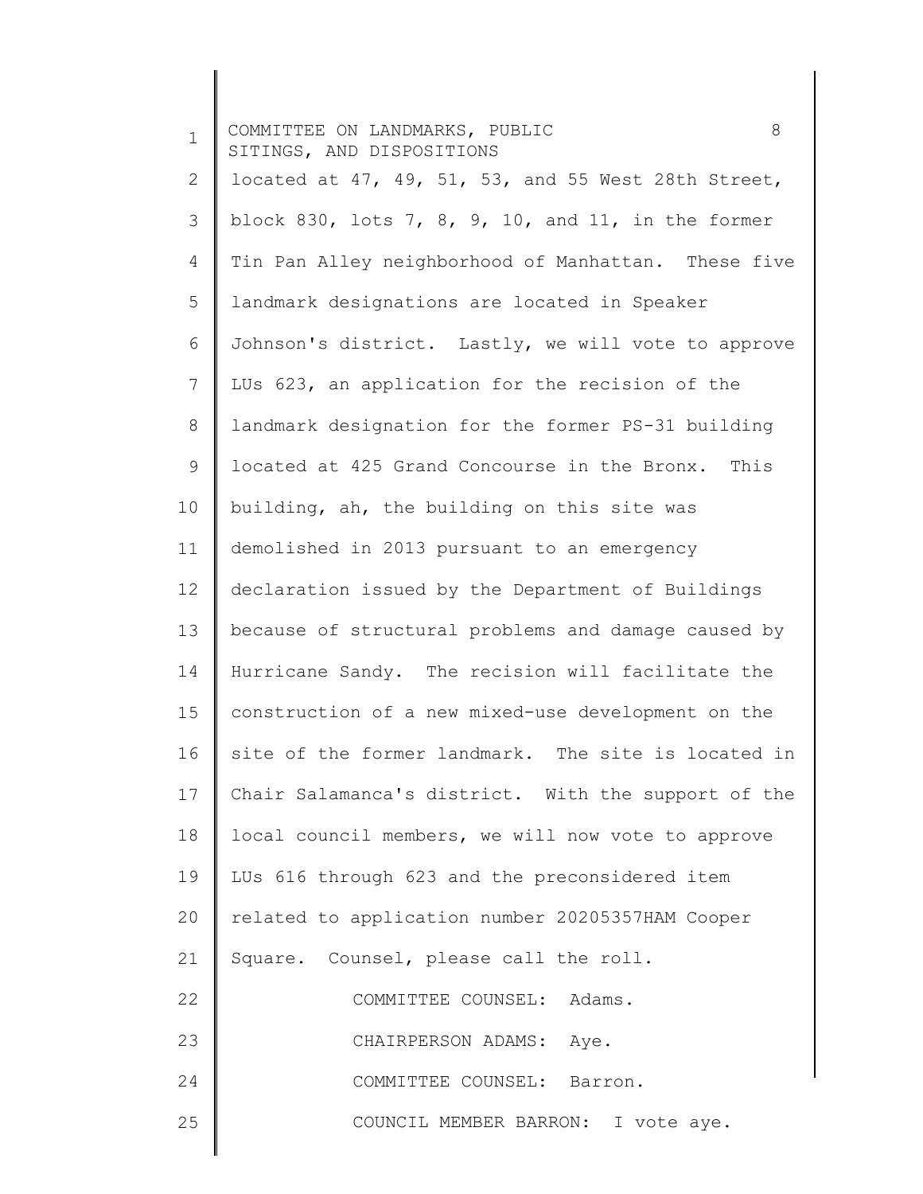located at 47, 49, 51, 53, and 55 West 28th Street, block 830, lots 7, 8, 9, 10, and 11, in the former Tin Pan Alley neighborhood of Manhattan. These five landmark designations are located in Speaker Johnson's district. Lastly, we will vote to approve LUs 623, an application for the recision of the landmark designation for the former PS-31 building located at 425 Grand Concourse in the Bronx. This building, ah, the building on this site was demolished in 2013 pursuant to an emergency declaration issued by the Department of Buildings because of structural problems and damage caused by Hurricane Sandy. The recision will facilitate the construction of a new mixed-use development on the site of the former landmark. The site is located in Chair Salamanca's district. With the support of the local council members, we will now vote to approve LUs 616 through 623 and the preconsidered item related to application number 20205357HAM Cooper Square. Counsel, please call the roll.

COMMITTEE COUNSEL: Adams.

CHAIRPERSON ADAMS: Aye.

COMMITTEE COUNSEL: Barron.

COUNCIL MEMBER BARRON: I vote aye.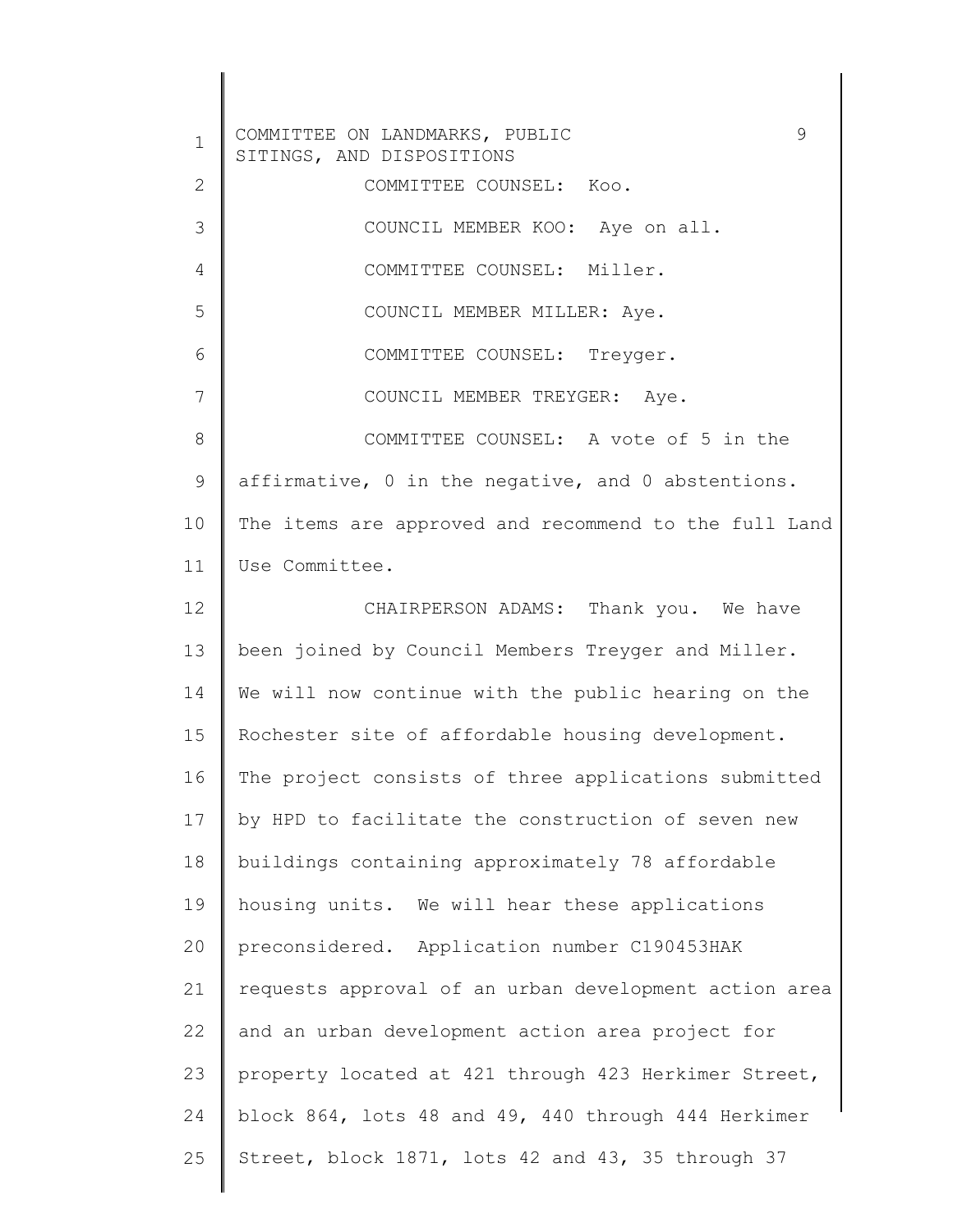COMMITTEE COUNSEL: Koo.

COUNCIL MEMBER KOO: Aye on all.

COMMITTEE COUNSEL: Miller.

COUNCIL MEMBER MILLER: Aye.

COMMITTEE COUNSEL: Treyger.

COUNCIL MEMBER TREYGER: Aye.

COMMITTEE COUNSEL: A vote of 5 in the affirmative, 0 in the negative, and 0 abstentions. The items are approved and recommend to the full Land Use Committee.

CHAIRPERSON ADAMS: Thank you. We have been joined by Council Members Treyger and Miller. We will now continue with the public hearing on the Rochester site of affordable housing development. The project consists of three applications submitted by HPD to facilitate the construction of seven new buildings containing approximately 78 affordable housing units. We will hear these applications preconsidered. Application number C190453HAK requests approval of an urban development action area and an urban development action area project for property located at 421 through 423 Herkimer Street, block 864, lots 48 and 49, 440 through 444 Herkimer Street, block 1871, lots 42 and 43, 35 through 37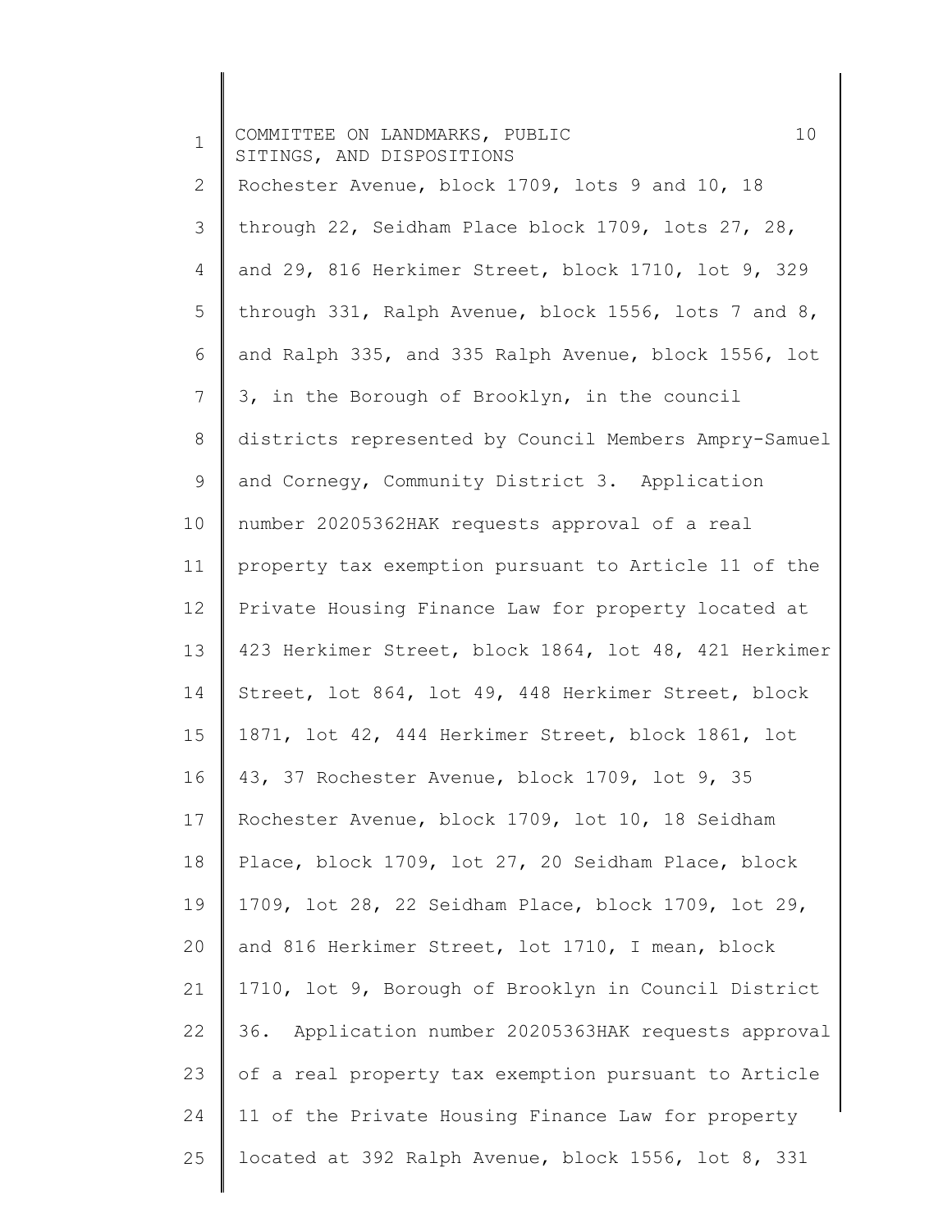Rochester Avenue, block 1709, lots 9 and 10, 18 through 22, Seidham Place block 1709, lots 27, 28, and 29, 816 Herkimer Street, block 1710, lot 9, 329 through 331, Ralph Avenue, block 1556, lots 7 and 8, and Ralph 335, and 335 Ralph Avenue, block 1556, lot 3, in the Borough of Brooklyn, in the council districts represented by Council Members Ampry-Samuel and Cornegy, Community District 3. Application number 20205362HAK requests approval of a real property tax exemption pursuant to Article 11 of the Private Housing Finance Law for property located at 423 Herkimer Street, block 1864, lot 48, 421 Herkimer Street, lot 864, lot 49, 448 Herkimer Street, block 1871, lot 42, 444 Herkimer Street, block 1861, lot 43, 37 Rochester Avenue, block 1709, lot 9, 35 Rochester Avenue, block 1709, lot 10, 18 Seidham Place, block 1709, lot 27, 20 Seidham Place, block 1709, lot 28, 22 Seidham Place, block 1709, lot 29, and 816 Herkimer Street, lot 1710, I mean, block 1710, lot 9, Borough of Brooklyn in Council District 36. Application number 20205363HAK requests approval of a real property tax exemption pursuant to Article 11 of the Private Housing Finance Law for property located at 392 Ralph Avenue, block 1556, lot 8, 331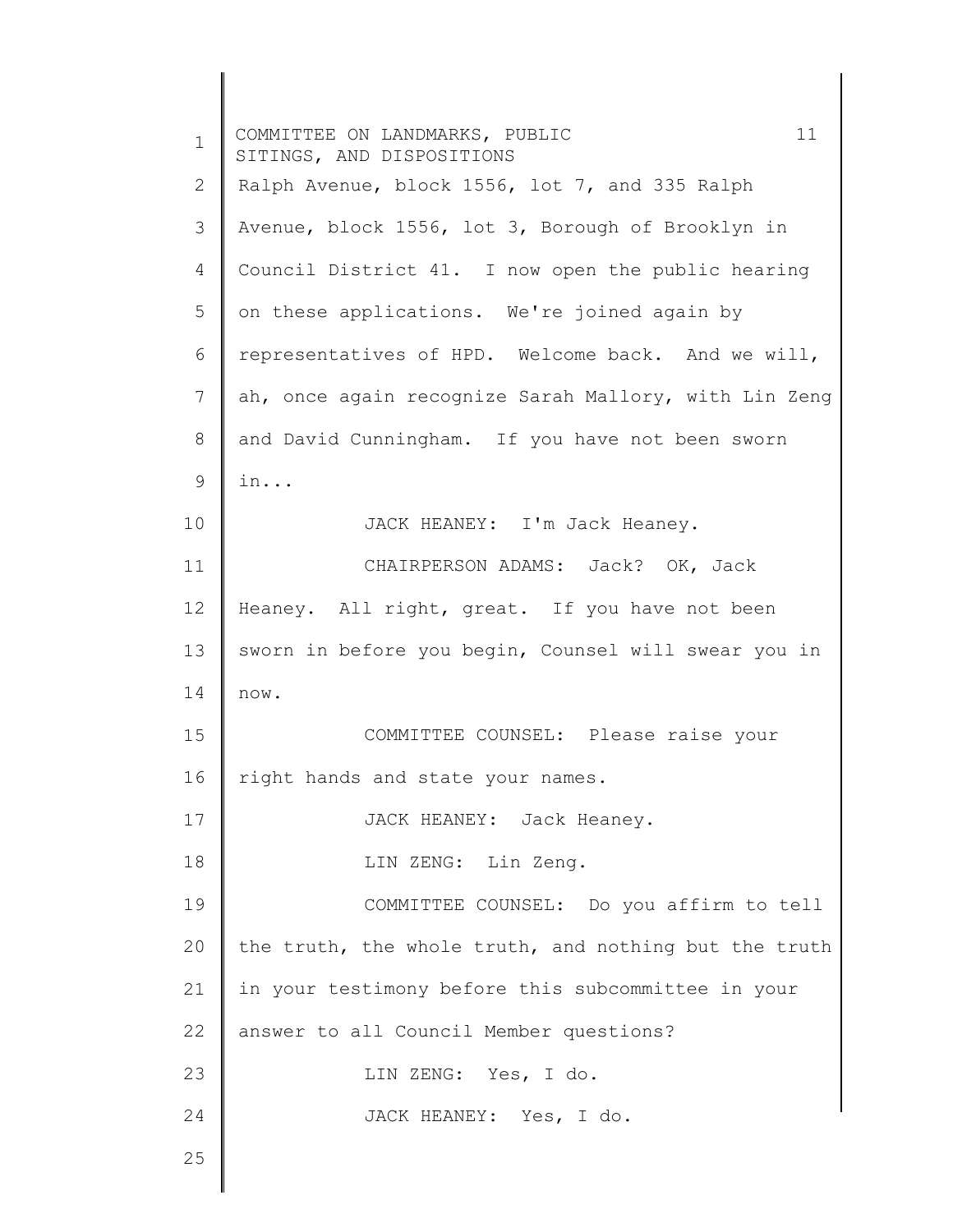Ralph Avenue, block 1556, lot 7, and 335 Ralph Avenue, block 1556, lot 3, Borough of Brooklyn in Council District 41. I now open the public hearing on these applications. We're joined again by representatives of HPD. Welcome back. And we will, ah, once again recognize Sarah Mallory, with Lin Zeng and David Cunningham. If you have not been sworn in...

JACK HEANEY: I'm Jack Heaney.

CHAIRPERSON ADAMS: Jack? OK, Jack Heaney. All right, great. If you have not been sworn in before you begin, Counsel will swear you in now.

COMMITTEE COUNSEL: Please raise your right hands and state your names.

JACK HEANEY: Jack Heaney.

LIN ZENG: Lin Zeng.

COMMITTEE COUNSEL: Do you affirm to tell the truth, the whole truth, and nothing but the truth in your testimony before this subcommittee in your answer to all Council Member questions?

LIN ZENG: Yes, I do.

JACK HEANEY: Yes, I do.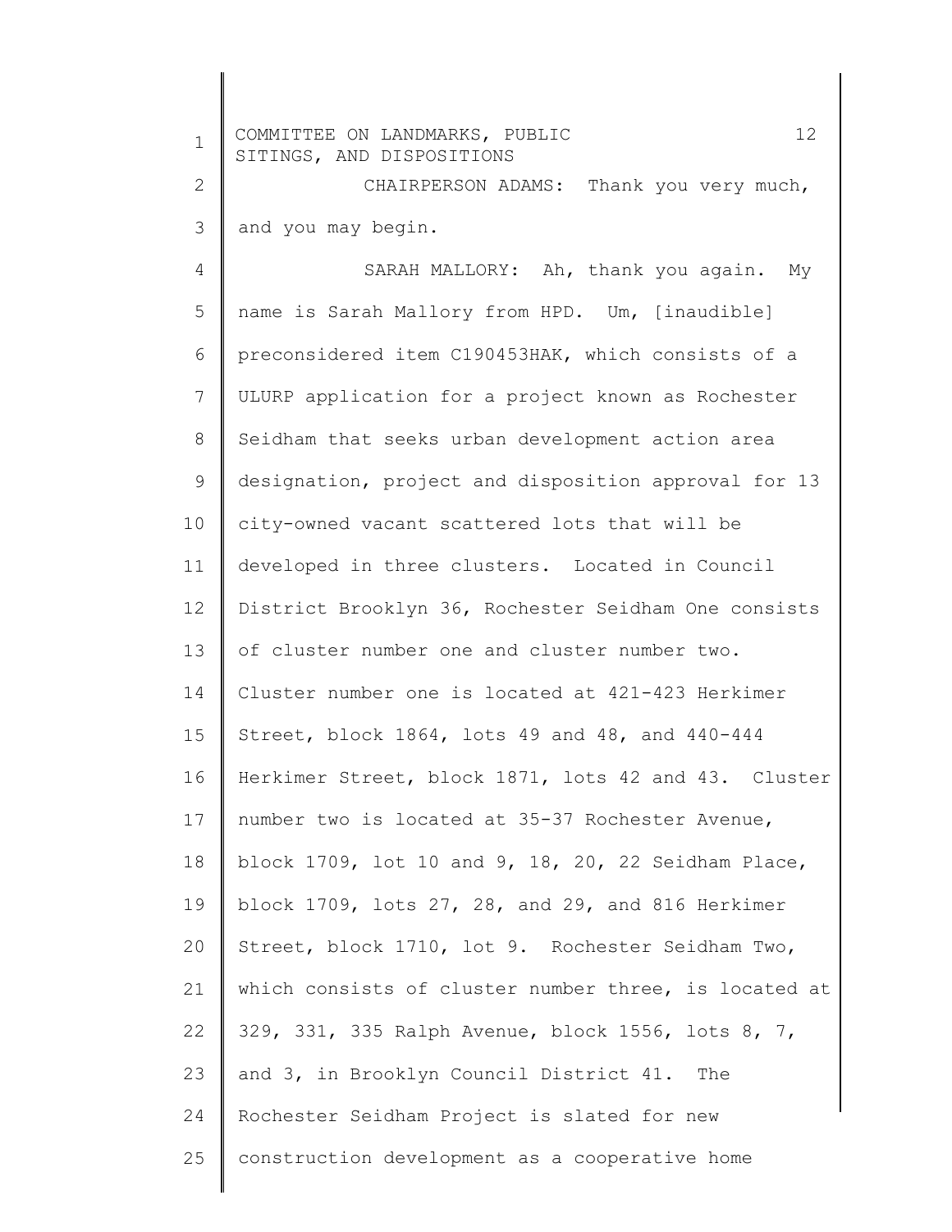CHAIRPERSON ADAMS: Thank you very much, and you may begin.

SARAH MALLORY: Ah, thank you again. My name is Sarah Mallory from HPD. Um, [inaudible] preconsidered item C190453HAK, which consists of a ULURP application for a project known as Rochester Seidham that seeks urban development action area designation, project and disposition approval for 13 city-owned vacant scattered lots that will be developed in three clusters. Located in Council District Brooklyn 36, Rochester Seidham One consists of cluster number one and cluster number two. Cluster number one is located at 421-423 Herkimer Street, block 1864, lots 49 and 48, and 440-444 Herkimer Street, block 1871, lots 42 and 43. Cluster number two is located at 35-37 Rochester Avenue, block 1709, lot 10 and 9, 18, 20, 22 Seidham Place, block 1709, lots 27, 28, and 29, and 816 Herkimer Street, block 1710, lot 9. Rochester Seidham Two, which consists of cluster number three, is located at 329, 331, 335 Ralph Avenue, block 1556, lots 8, 7, and 3, in Brooklyn Council District 41. The Rochester Seidham Project is slated for new construction development as a cooperative home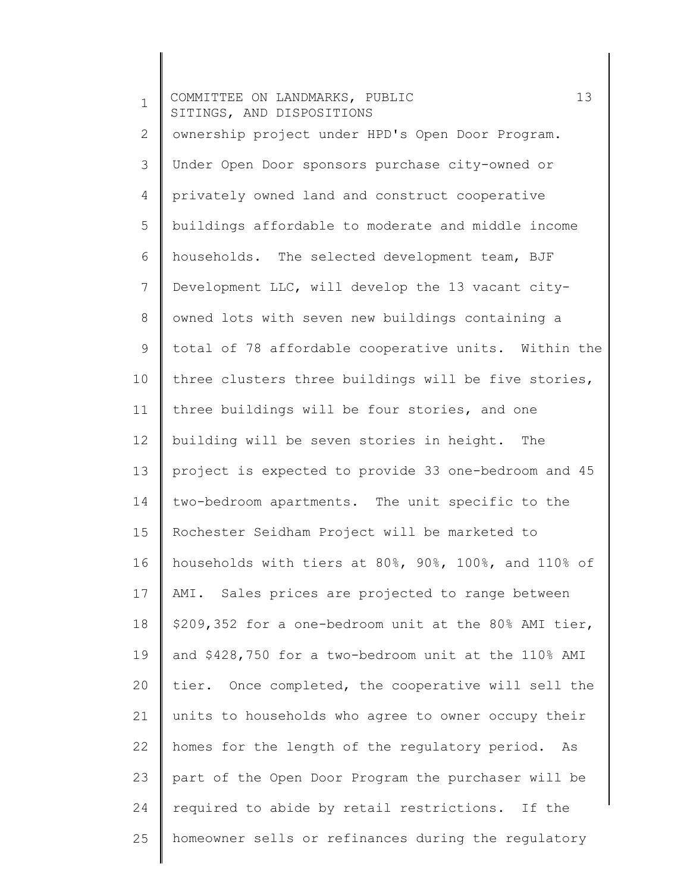ownership project under HPD's Open Door Program. Under Open Door sponsors purchase city-owned or privately owned land and construct cooperative buildings affordable to moderate and middle income households. The selected development team, BJF Development LLC, will develop the 13 vacant city-owned lots with seven new buildings containing a total of 78 affordable cooperative units. Within the three clusters three buildings will be five stories, three buildings will be four stories, and one building will be seven stories in height. The project is expected to provide 33 one-bedroom and 45 two-bedroom apartments. The unit specific to the Rochester Seidham Project will be marketed to households with tiers at 80%, 90%, 100%, and 110% of AMI. Sales prices are projected to range between $209,352 for a one-bedroom unit at the 80% AMI tier, and $428,750 for a two-bedroom unit at the 110% AMI tier. Once completed, the cooperative will sell the units to households who agree to owner occupy their homes for the length of the regulatory period. As part of the Open Door Program the purchaser will be required to abide by retail restrictions. If the homeowner sells or refinances during the regulatory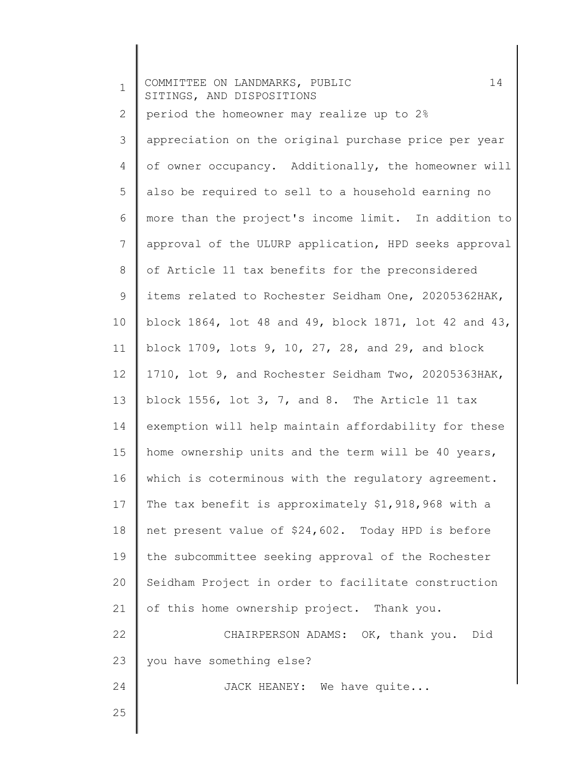period the homeowner may realize up to 2% appreciation on the original purchase price per year of owner occupancy. Additionally, the homeowner will also be required to sell to a household earning no more than the project's income limit. In addition to approval of the ULURP application, HPD seeks approval of Article 11 tax benefits for the preconsidered items related to Rochester Seidham One, 20205362HAK, block 1864, lot 48 and 49, block 1871, lot 42 and 43, block 1709, lots 9, 10, 27, 28, and 29, and block 1710, lot 9, and Rochester Seidham Two, 20205363HAK, block 1556, lot 3, 7, and 8. The Article 11 tax exemption will help maintain affordability for these home ownership units and the term will be 40 years, which is coterminous with the regulatory agreement. The tax benefit is approximately $1,918,968 with a net present value of $24,602. Today HPD is before the subcommittee seeking approval of the Rochester Seidham Project in order to facilitate construction of this home ownership project. Thank you.

CHAIRPERSON ADAMS: OK, thank you. Did you have something else?

JACK HEANEY: We have quite...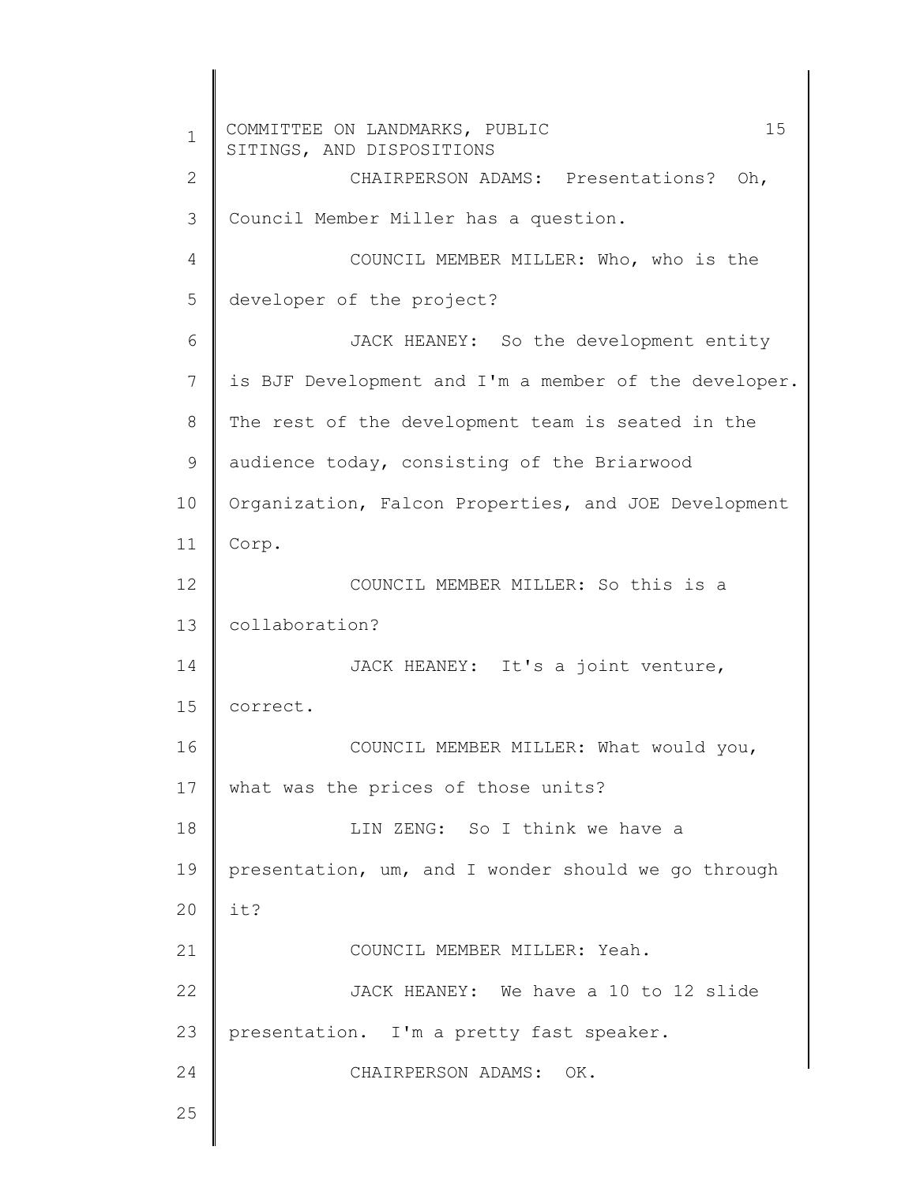CHAIRPERSON ADAMS: Presentations? Oh, Council Member Miller has a question.

COUNCIL MEMBER MILLER: Who, who is the developer of the project?

JACK HEANEY: So the development entity is BJF Development and I'm a member of the developer. The rest of the development team is seated in the audience today, consisting of the Briarwood Organization, Falcon Properties, and JOE Development Corp.

COUNCIL MEMBER MILLER: So this is a collaboration?

JACK HEANEY: It's a joint venture, correct.

COUNCIL MEMBER MILLER: What would you, what was the prices of those units?

LIN ZENG: So I think we have a presentation, um, and I wonder should we go through it?

COUNCIL MEMBER MILLER: Yeah.

JACK HEANEY: We have a 10 to 12 slide presentation. I'm a pretty fast speaker.

CHAIRPERSON ADAMS: OK.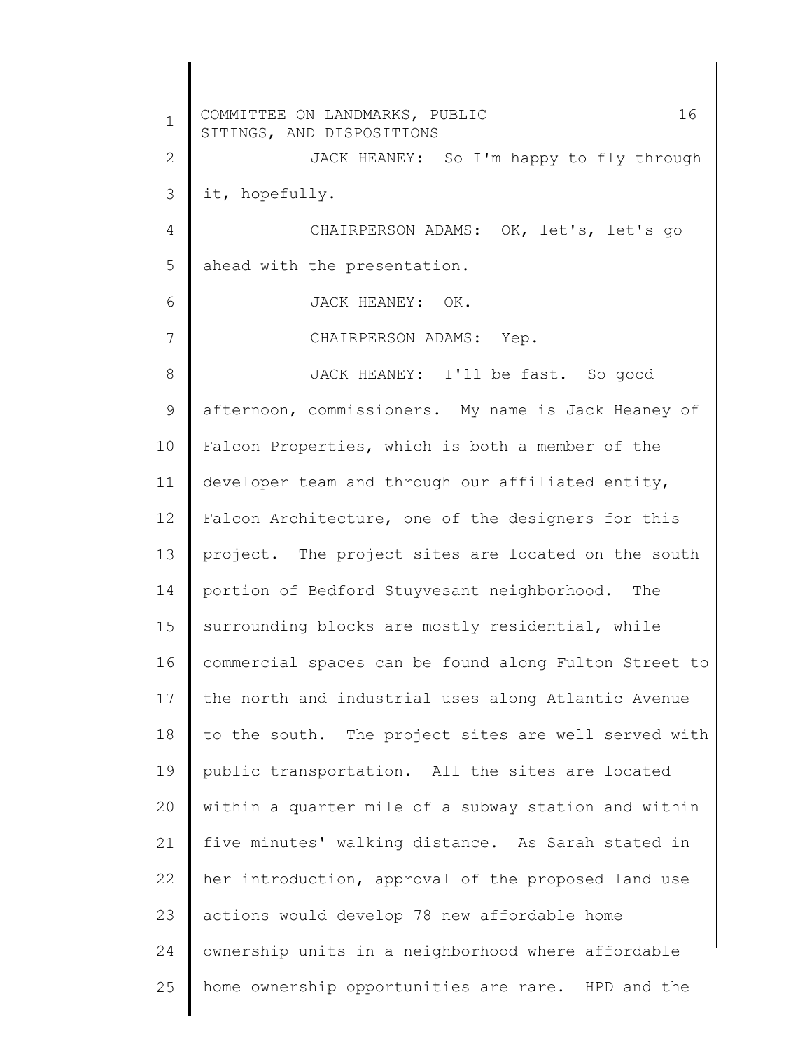JACK HEANEY: So I'm happy to fly through it, hopefully.

CHAIRPERSON ADAMS: OK, let's, let's go ahead with the presentation.

JACK HEANEY: OK.

CHAIRPERSON ADAMS: Yep.

JACK HEANEY: I'll be fast. So good afternoon, commissioners. My name is Jack Heaney of Falcon Properties, which is both a member of the developer team and through our affiliated entity, Falcon Architecture, one of the designers for this project. The project sites are located on the south portion of Bedford Stuyvesant neighborhood. The surrounding blocks are mostly residential, while commercial spaces can be found along Fulton Street to the north and industrial uses along Atlantic Avenue to the south. The project sites are well served with public transportation. All the sites are located within a quarter mile of a subway station and within five minutes' walking distance. As Sarah stated in her introduction, approval of the proposed land use actions would develop 78 new affordable home ownership units in a neighborhood where affordable home ownership opportunities are rare. HPD and the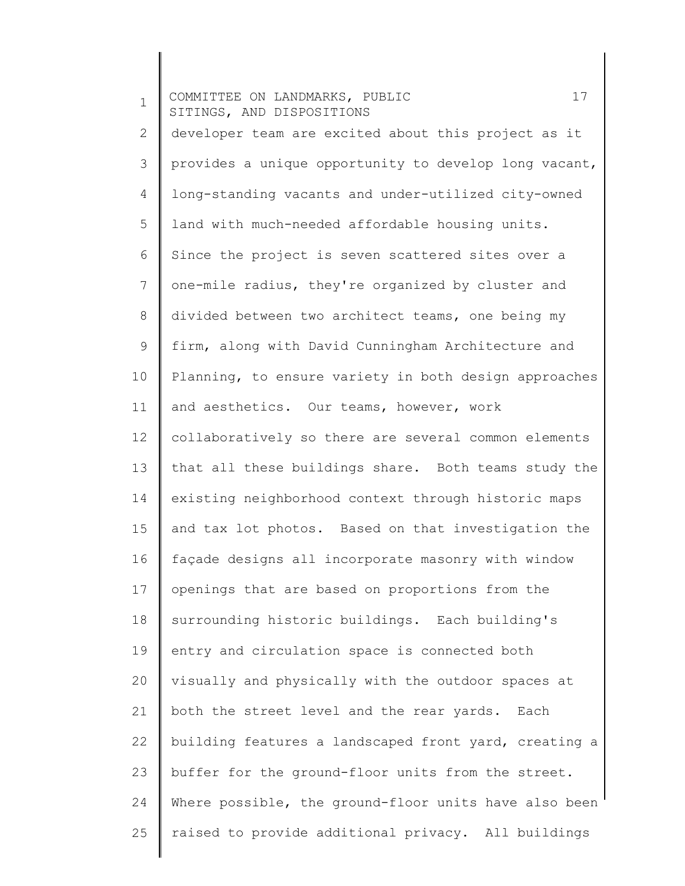developer team are excited about this project as it provides a unique opportunity to develop long vacant, long-standing vacants and under-utilized city-owned land with much-needed affordable housing units. Since the project is seven scattered sites over a one-mile radius, they're organized by cluster and divided between two architect teams, one being my firm, along with David Cunningham Architecture and Planning, to ensure variety in both design approaches and aesthetics. Our teams, however, work collaboratively so there are several common elements that all these buildings share. Both teams study the existing neighborhood context through historic maps and tax lot photos. Based on that investigation the façade designs all incorporate masonry with window openings that are based on proportions from the surrounding historic buildings. Each building's entry and circulation space is connected both visually and physically with the outdoor spaces at both the street level and the rear yards. Each building features a landscaped front yard, creating a buffer for the ground-floor units from the street. Where possible, the ground-floor units have also been raised to provide additional privacy. All buildings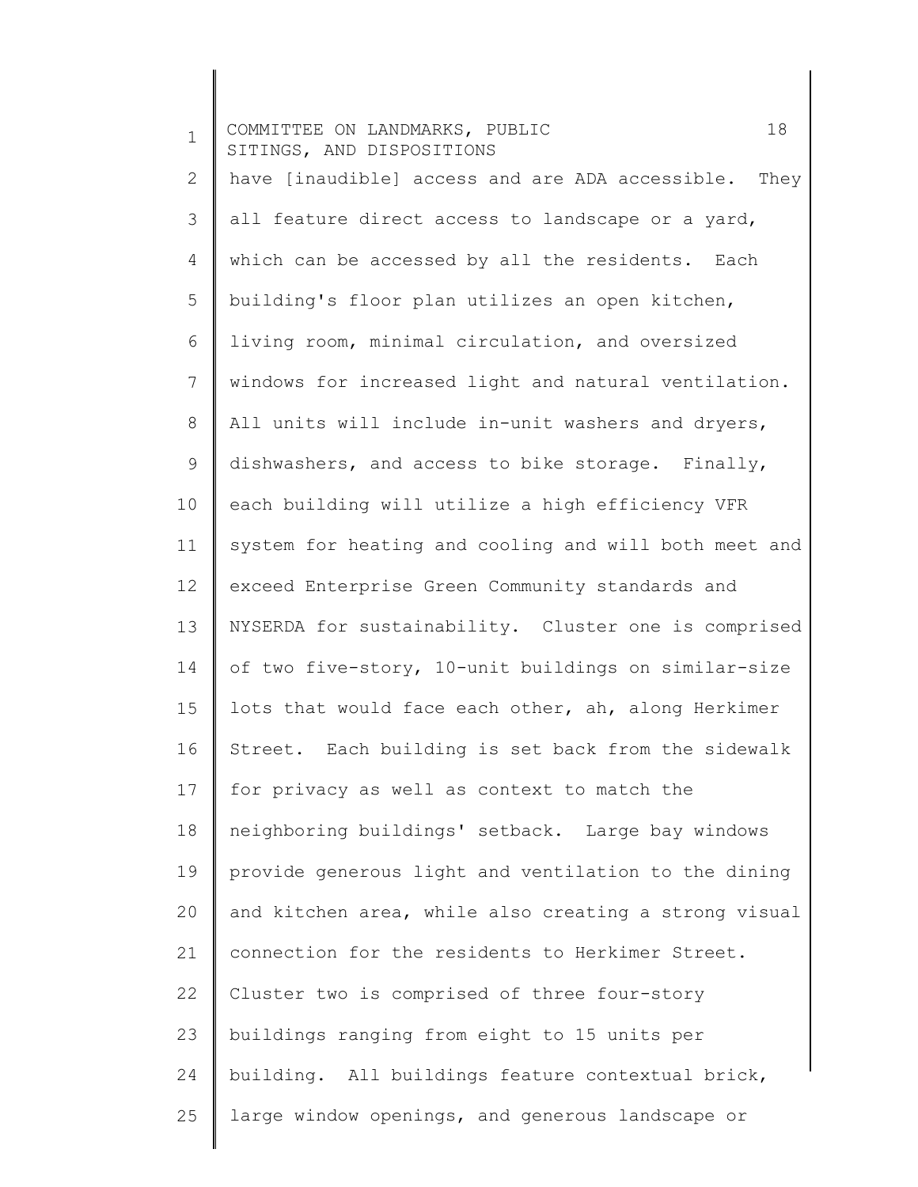have [inaudible] access and are ADA accessible. They all feature direct access to landscape or a yard, which can be accessed by all the residents. Each building's floor plan utilizes an open kitchen, living room, minimal circulation, and oversized windows for increased light and natural ventilation. All units will include in-unit washers and dryers, dishwashers, and access to bike storage. Finally, each building will utilize a high efficiency VFR system for heating and cooling and will both meet and exceed Enterprise Green Community standards and NYSERDA for sustainability. Cluster one is comprised of two five-story, 10-unit buildings on similar-size lots that would face each other, ah, along Herkimer Street. Each building is set back from the sidewalk for privacy as well as context to match the neighboring buildings' setback. Large bay windows provide generous light and ventilation to the dining and kitchen area, while also creating a strong visual connection for the residents to Herkimer Street. Cluster two is comprised of three four-story buildings ranging from eight to 15 units per building. All buildings feature contextual brick, large window openings, and generous landscape or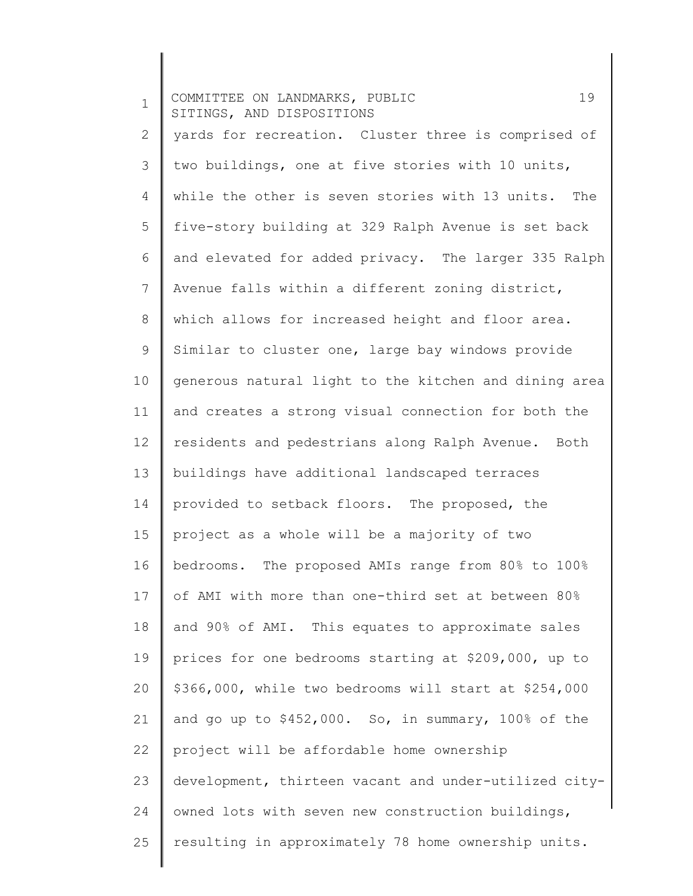yards for recreation. Cluster three is comprised of two buildings, one at five stories with 10 units, while the other is seven stories with 13 units. The five-story building at 329 Ralph Avenue is set back and elevated for added privacy. The larger 335 Ralph Avenue falls within a different zoning district, which allows for increased height and floor area. Similar to cluster one, large bay windows provide generous natural light to the kitchen and dining area and creates a strong visual connection for both the residents and pedestrians along Ralph Avenue. Both buildings have additional landscaped terraces provided to setback floors. The proposed, the project as a whole will be a majority of two bedrooms. The proposed AMIs range from 80% to 100% of AMI with more than one-third set at between 80% and 90% of AMI. This equates to approximate sales prices for one bedrooms starting at $209,000, up to $366,000, while two bedrooms will start at $254,000 and go up to $452,000. So, in summary, 100% of the project will be affordable home ownership development, thirteen vacant and under-utilized city-owned lots with seven new construction buildings, resulting in approximately 78 home ownership units.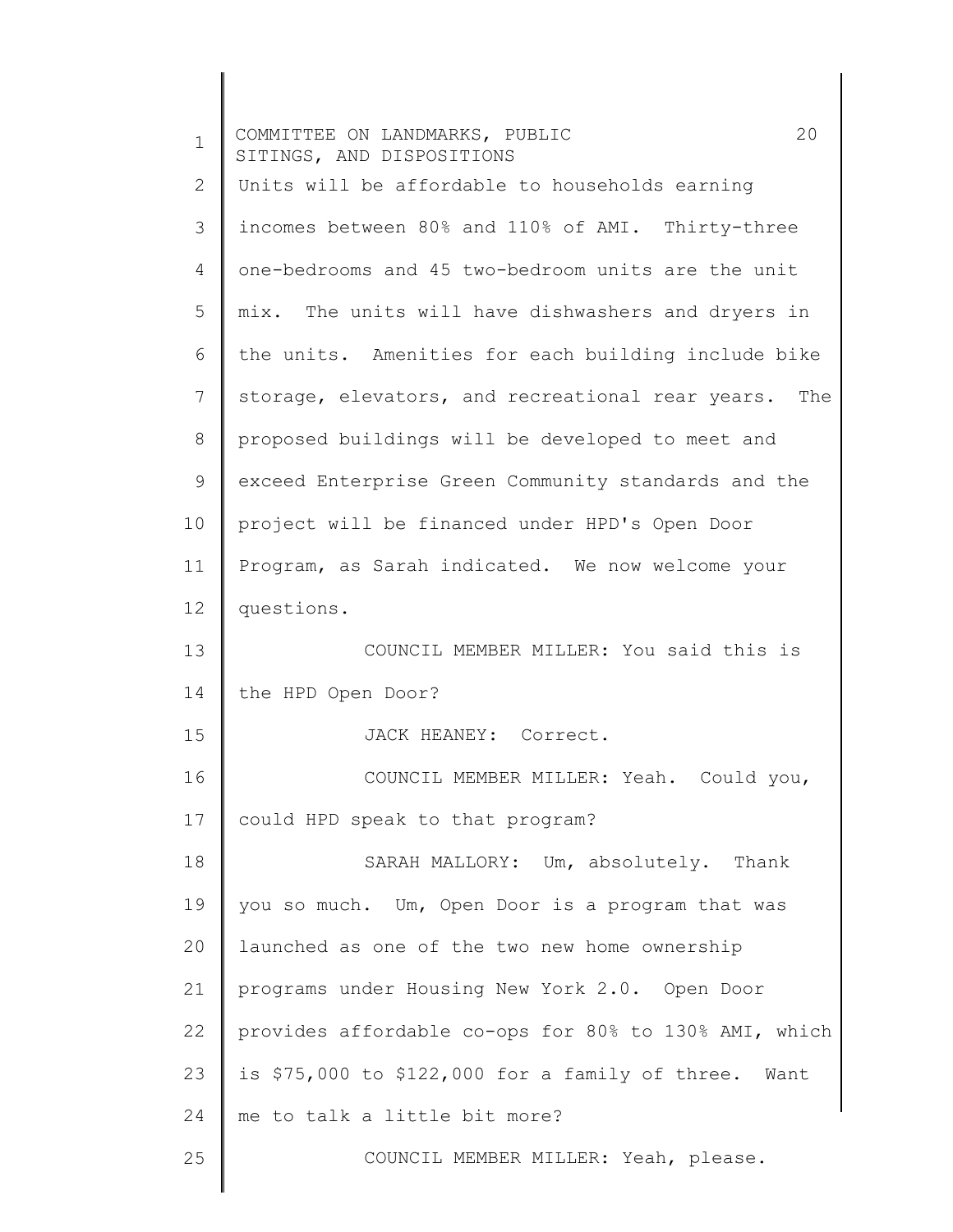Units will be affordable to households earning incomes between 80% and 110% of AMI. Thirty-three one-bedrooms and 45 two-bedroom units are the unit mix. The units will have dishwashers and dryers in the units. Amenities for each building include bike storage, elevators, and recreational rear years. The proposed buildings will be developed to meet and exceed Enterprise Green Community standards and the project will be financed under HPD's Open Door Program, as Sarah indicated. We now welcome your questions.

COUNCIL MEMBER MILLER: You said this is the HPD Open Door?

JACK HEANEY: Correct.

COUNCIL MEMBER MILLER: Yeah. Could you, could HPD speak to that program?

SARAH MALLORY: Um, absolutely. Thank you so much. Um, Open Door is a program that was launched as one of the two new home ownership programs under Housing New York 2.0. Open Door provides affordable co-ops for 80% to 130% AMI, which is $75,000 to $122,000 for a family of three. Want me to talk a little bit more?

COUNCIL MEMBER MILLER: Yeah, please.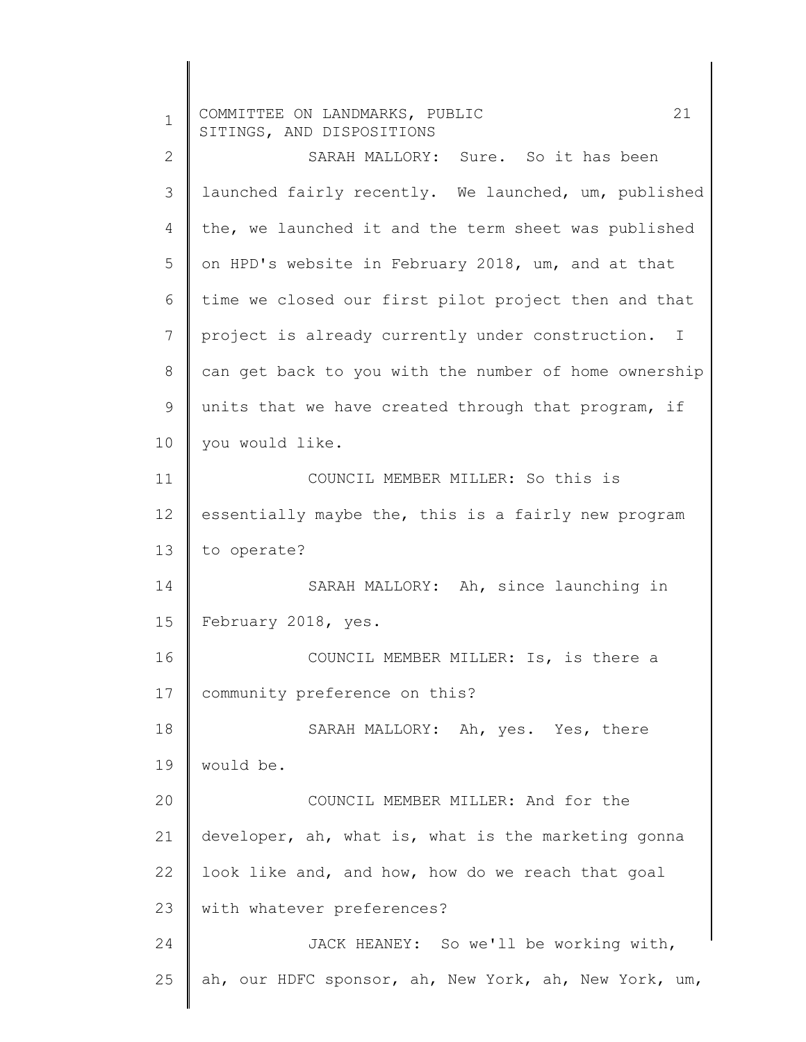SARAH MALLORY: Sure. So it has been launched fairly recently. We launched, um, published the, we launched it and the term sheet was published on HPD's website in February 2018, um, and at that time we closed our first pilot project then and that project is already currently under construction. I can get back to you with the number of home ownership units that we have created through that program, if you would like.

COUNCIL MEMBER MILLER: So this is essentially maybe the, this is a fairly new program to operate?

SARAH MALLORY: Ah, since launching in February 2018, yes.

COUNCIL MEMBER MILLER: Is, is there a community preference on this?

SARAH MALLORY: Ah, yes. Yes, there would be.

COUNCIL MEMBER MILLER: And for the developer, ah, what is, what is the marketing gonna look like and, and how, how do we reach that goal with whatever preferences?

JACK HEANEY: So we'll be working with, ah, our HDFC sponsor, ah, New York, ah, New York, um,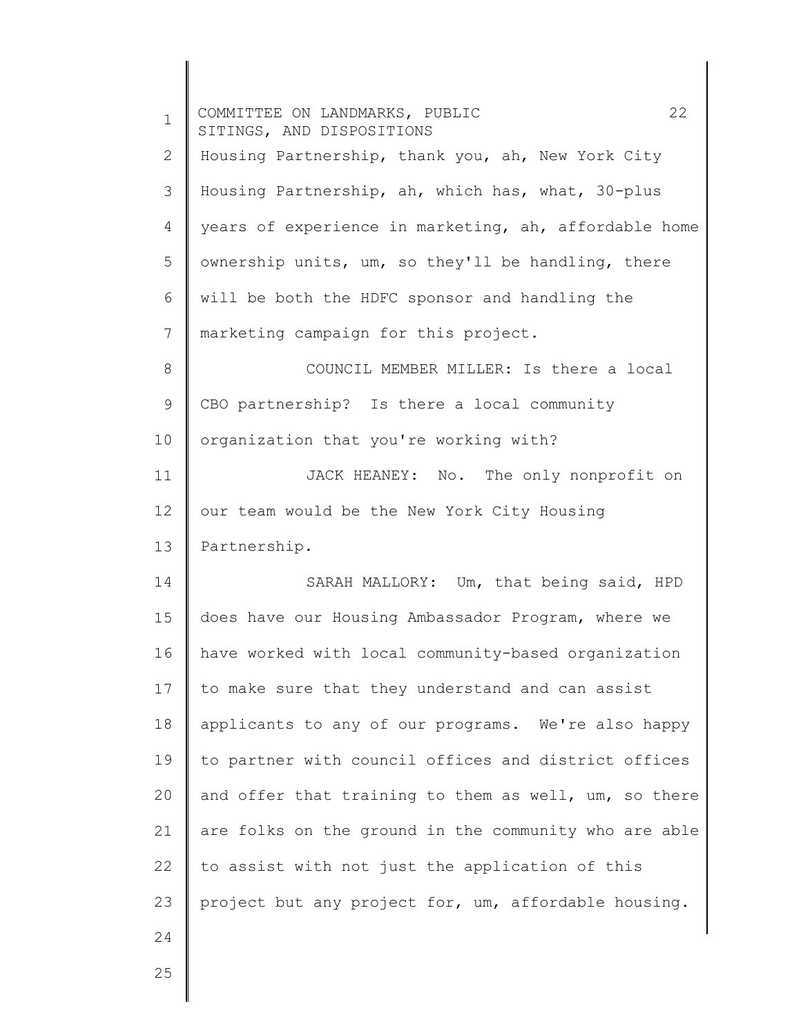Housing Partnership, thank you, ah, New York City Housing Partnership, ah, which has, what, 30-plus years of experience in marketing, ah, affordable home ownership units, um, so they'll be handling, there will be both the HDFC sponsor and handling the marketing campaign for this project.

COUNCIL MEMBER MILLER: Is there a local CBO partnership? Is there a local community organization that you're working with?

JACK HEANEY: No. The only nonprofit on our team would be the New York City Housing Partnership.

SARAH MALLORY: Um, that being said, HPD does have our Housing Ambassador Program, where we have worked with local community-based organization to make sure that they understand and can assist applicants to any of our programs. We're also happy to partner with council offices and district offices and offer that training to them as well, um, so there are folks on the ground in the community who are able to assist with not just the application of this project but any project for, um, affordable housing.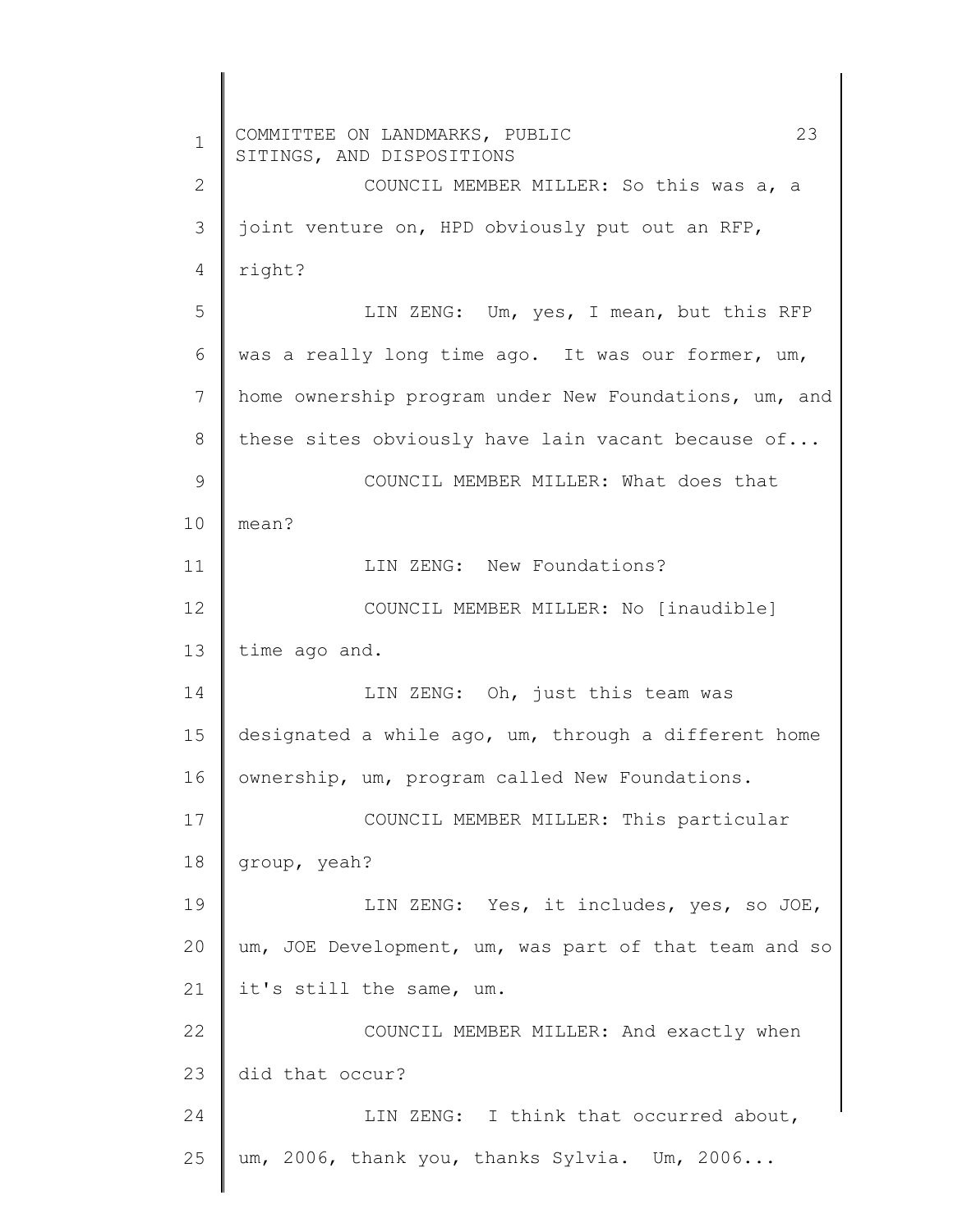COUNCIL MEMBER MILLER: So this was a, a joint venture on, HPD obviously put out an RFP, right?

LIN ZENG: Um, yes, I mean, but this RFP was a really long time ago. It was our former, um, home ownership program under New Foundations, um, and these sites obviously have lain vacant because of...

COUNCIL MEMBER MILLER: What does that mean?

LIN ZENG: New Foundations?

COUNCIL MEMBER MILLER: No [inaudible] time ago and.

LIN ZENG: Oh, just this team was designated a while ago, um, through a different home ownership, um, program called New Foundations.

COUNCIL MEMBER MILLER: This particular group, yeah?

LIN ZENG: Yes, it includes, yes, so JOE, um, JOE Development, um, was part of that team and so it's still the same, um.

COUNCIL MEMBER MILLER: And exactly when did that occur?

LIN ZENG: I think that occurred about, um, 2006, thank you, thanks Sylvia. Um, 2006...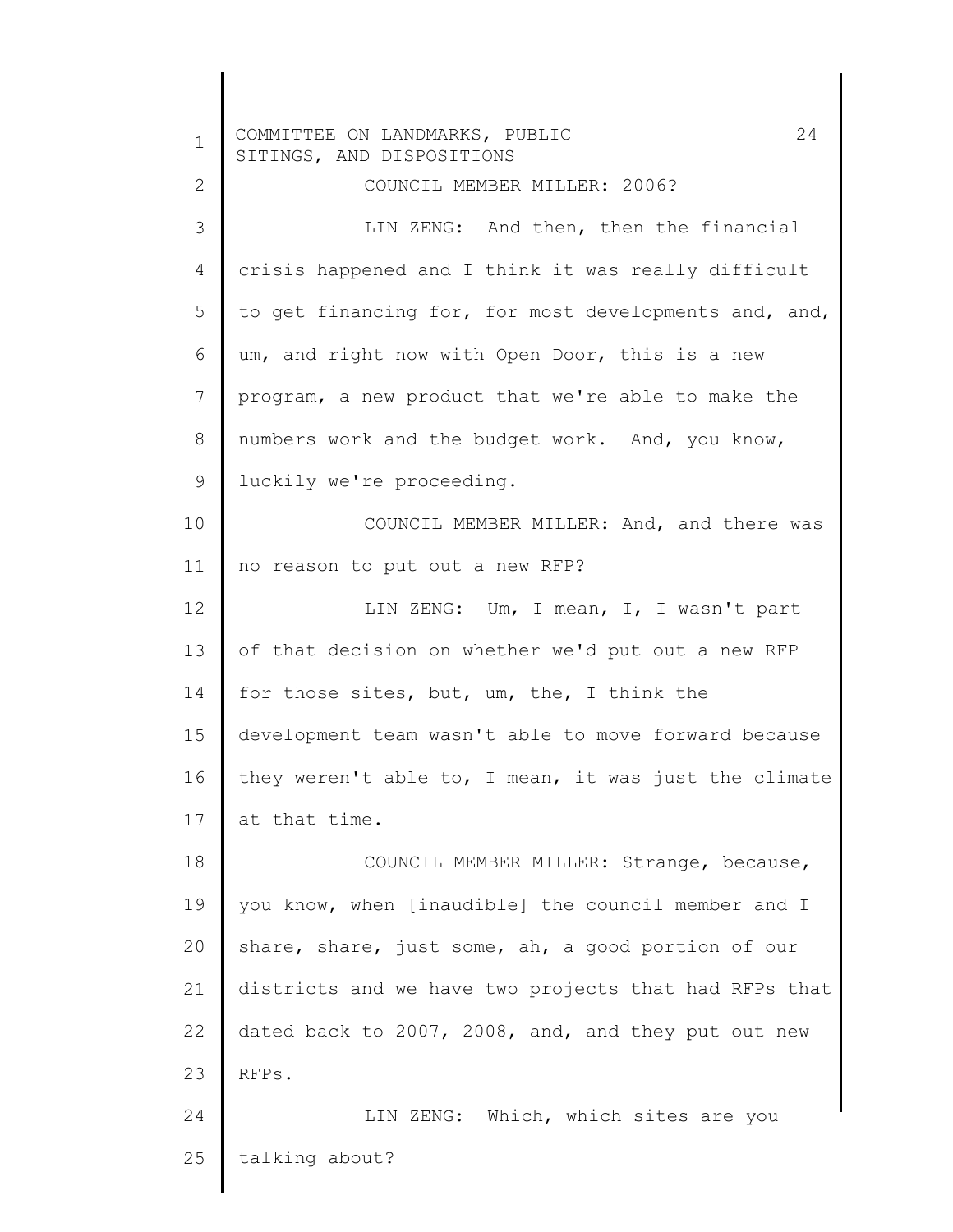COUNCIL MEMBER MILLER: 2006?

LIN ZENG: And then, then the financial crisis happened and I think it was really difficult to get financing for, for most developments and, and, um, and right now with Open Door, this is a new program, a new product that we're able to make the numbers work and the budget work. And, you know, luckily we're proceeding.

COUNCIL MEMBER MILLER: And, and there was no reason to put out a new RFP?

LIN ZENG: Um, I mean, I, I wasn't part of that decision on whether we'd put out a new RFP for those sites, but, um, the, I think the development team wasn't able to move forward because they weren't able to, I mean, it was just the climate at that time.

COUNCIL MEMBER MILLER: Strange, because, you know, when [inaudible] the council member and I share, share, just some, ah, a good portion of our districts and we have two projects that had RFPs that dated back to 2007, 2008, and, and they put out new RFPs.

LIN ZENG: Which, which sites are you talking about?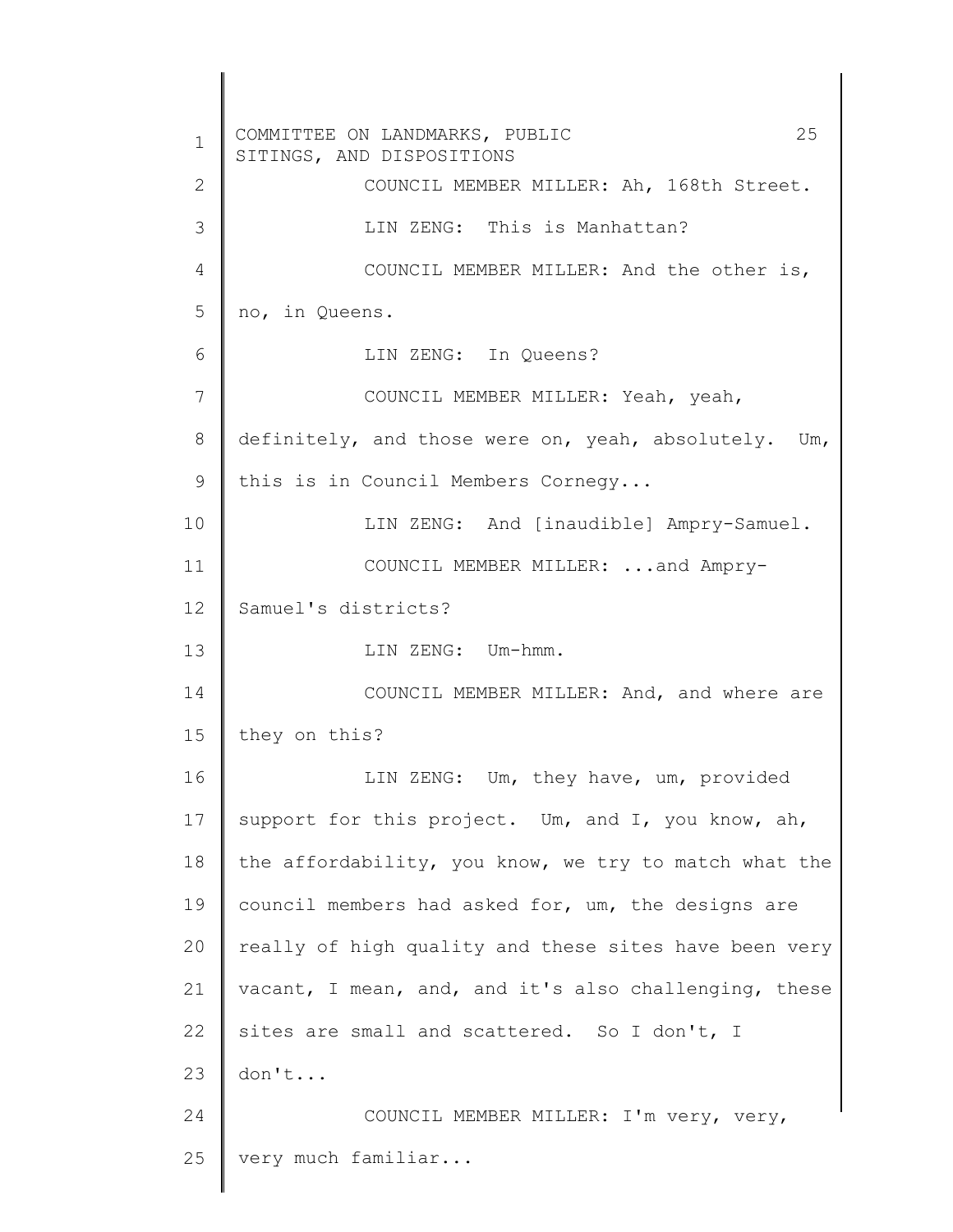COUNCIL MEMBER MILLER: Ah, 168th Street.

LIN ZENG: This is Manhattan?

COUNCIL MEMBER MILLER: And the other is, no, in Queens.

LIN ZENG: In Queens?

COUNCIL MEMBER MILLER: Yeah, yeah, definitely, and those were on, yeah, absolutely. Um, this is in Council Members Cornegy...

LIN ZENG: And [inaudible] Ampry-Samuel.

COUNCIL MEMBER MILLER: ...and Ampry-Samuel's districts?

LIN ZENG: Um-hmm.

COUNCIL MEMBER MILLER: And, and where are they on this?

LIN ZENG: Um, they have, um, provided support for this project. Um, and I, you know, ah, the affordability, you know, we try to match what the council members had asked for, um, the designs are really of high quality and these sites have been very vacant, I mean, and, and it's also challenging, these sites are small and scattered. So I don't, I don't...

COUNCIL MEMBER MILLER: I'm very, very, very much familiar...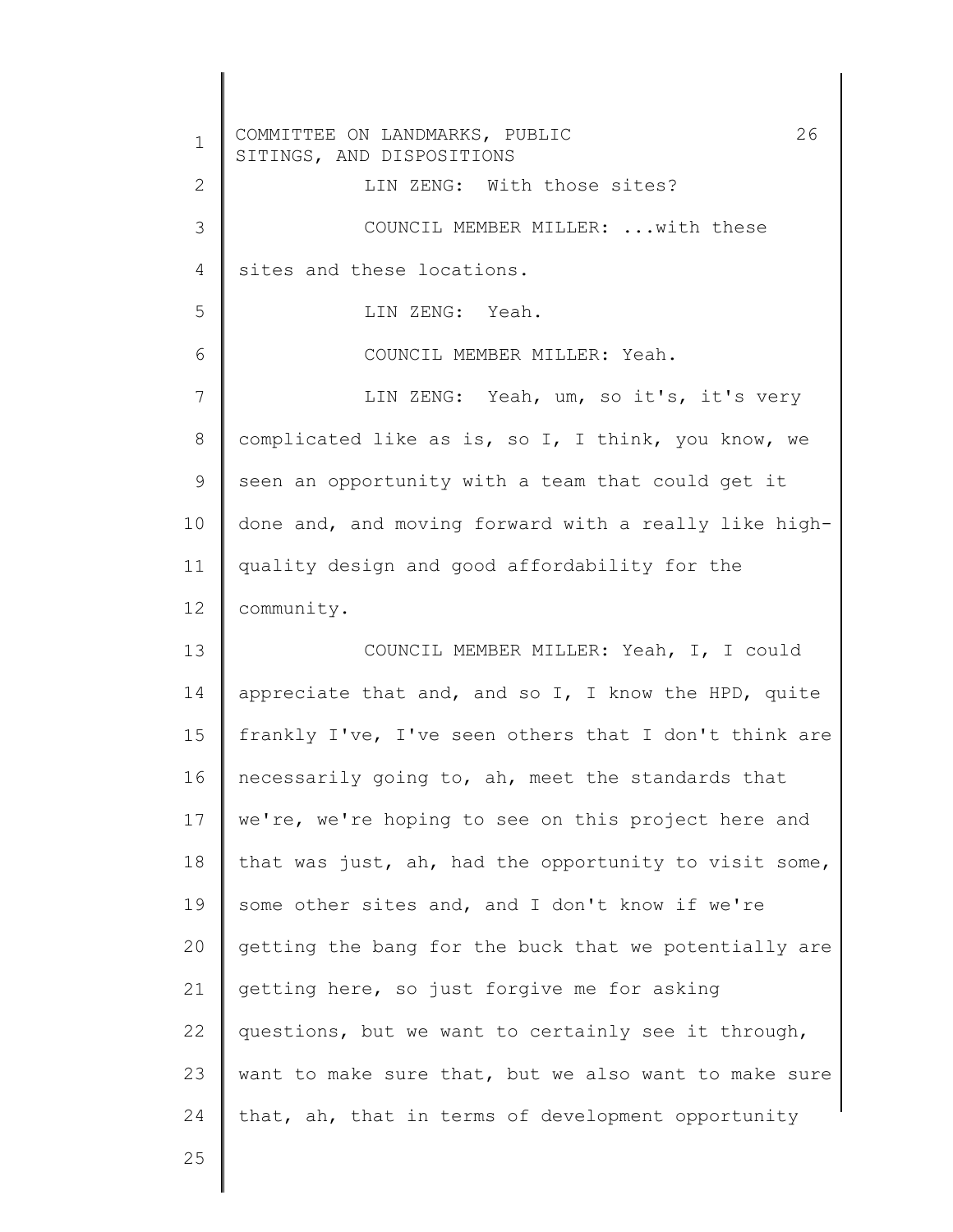LIN ZENG: With those sites?

COUNCIL MEMBER MILLER: ...with these sites and these locations.

LIN ZENG: Yeah.

COUNCIL MEMBER MILLER: Yeah.

LIN ZENG: Yeah, um, so it's, it's very complicated like as is, so I, I think, you know, we seen an opportunity with a team that could get it done and, and moving forward with a really like high-quality design and good affordability for the community.

COUNCIL MEMBER MILLER: Yeah, I, I could appreciate that and, and so I, I know the HPD, quite frankly I've, I've seen others that I don't think are necessarily going to, ah, meet the standards that we're, we're hoping to see on this project here and that was just, ah, had the opportunity to visit some, some other sites and, and I don't know if we're getting the bang for the buck that we potentially are getting here, so just forgive me for asking questions, but we want to certainly see it through, want to make sure that, but we also want to make sure that, ah, that in terms of development opportunity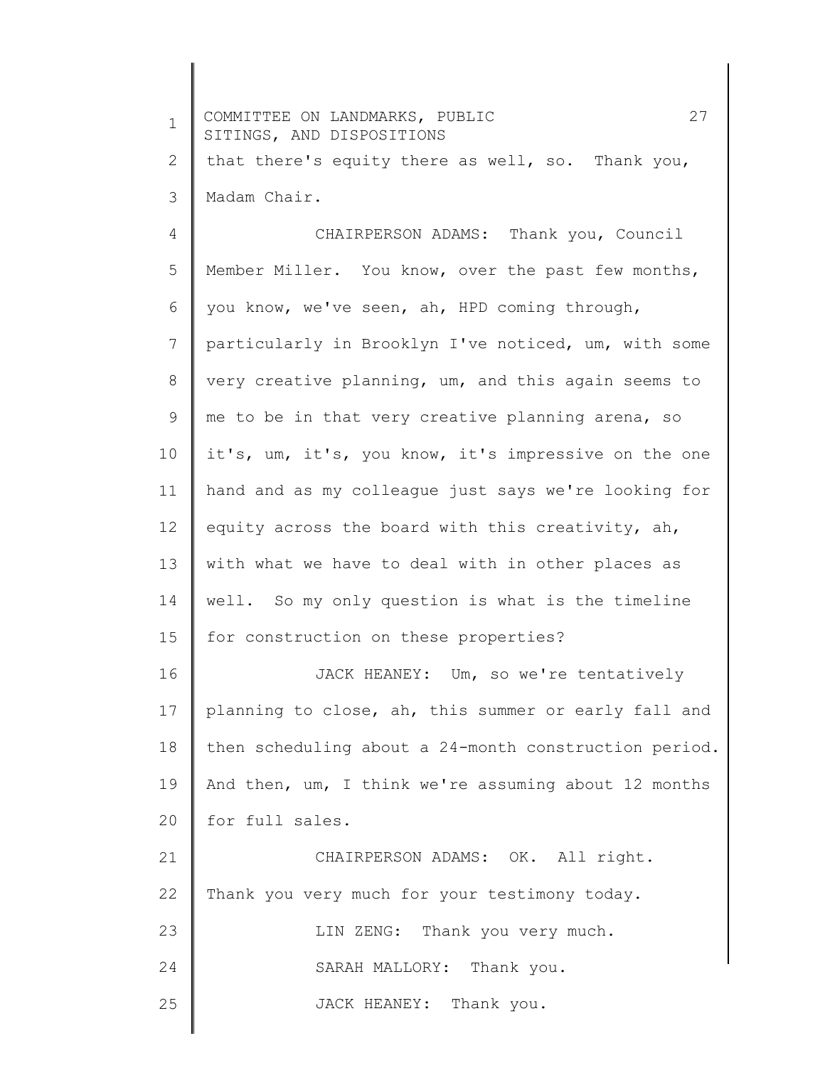that there's equity there as well, so. Thank you, Madam Chair.

CHAIRPERSON ADAMS: Thank you, Council Member Miller. You know, over the past few months, you know, we've seen, ah, HPD coming through, particularly in Brooklyn I've noticed, um, with some very creative planning, um, and this again seems to me to be in that very creative planning arena, so it's, um, it's, you know, it's impressive on the one hand and as my colleague just says we're looking for equity across the board with this creativity, ah, with what we have to deal with in other places as well. So my only question is what is the timeline for construction on these properties?

JACK HEANEY: Um, so we're tentatively planning to close, ah, this summer or early fall and then scheduling about a 24-month construction period. And then, um, I think we're assuming about 12 months for full sales.

CHAIRPERSON ADAMS: OK. All right. Thank you very much for your testimony today.

LIN ZENG: Thank you very much.

SARAH MALLORY: Thank you.

JACK HEANEY: Thank you.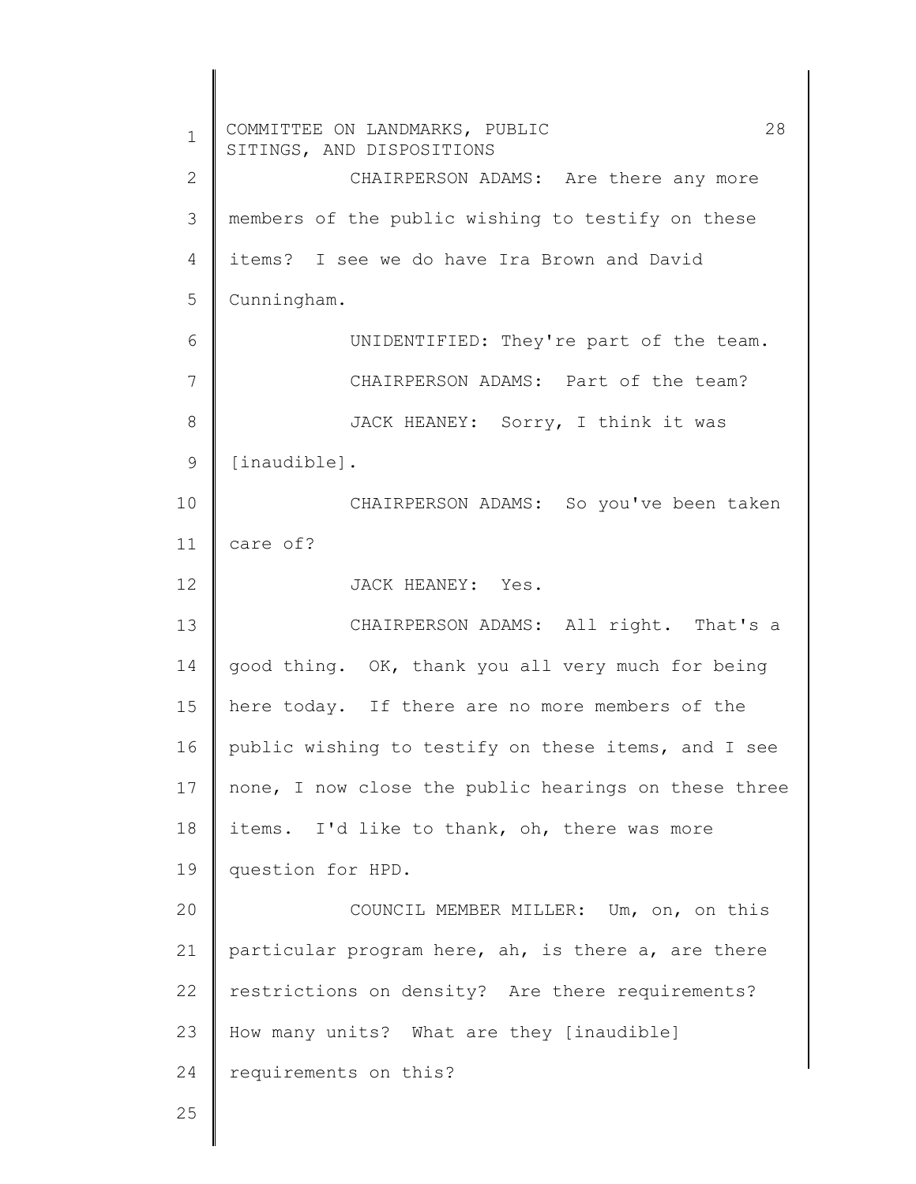CHAIRPERSON ADAMS: Are there any more members of the public wishing to testify on these items? I see we do have Ira Brown and David Cunningham.

UNIDENTIFIED: They're part of the team.

CHAIRPERSON ADAMS: Part of the team?

JACK HEANEY: Sorry, I think it was [inaudible].

CHAIRPERSON ADAMS: So you've been taken care of?

JACK HEANEY: Yes.

CHAIRPERSON ADAMS: All right. That's a good thing. OK, thank you all very much for being here today. If there are no more members of the public wishing to testify on these items, and I see none, I now close the public hearings on these three items. I'd like to thank, oh, there was more question for HPD.

COUNCIL MEMBER MILLER: Um, on, on this particular program here, ah, is there a, are there restrictions on density? Are there requirements? How many units? What are they [inaudible] requirements on this?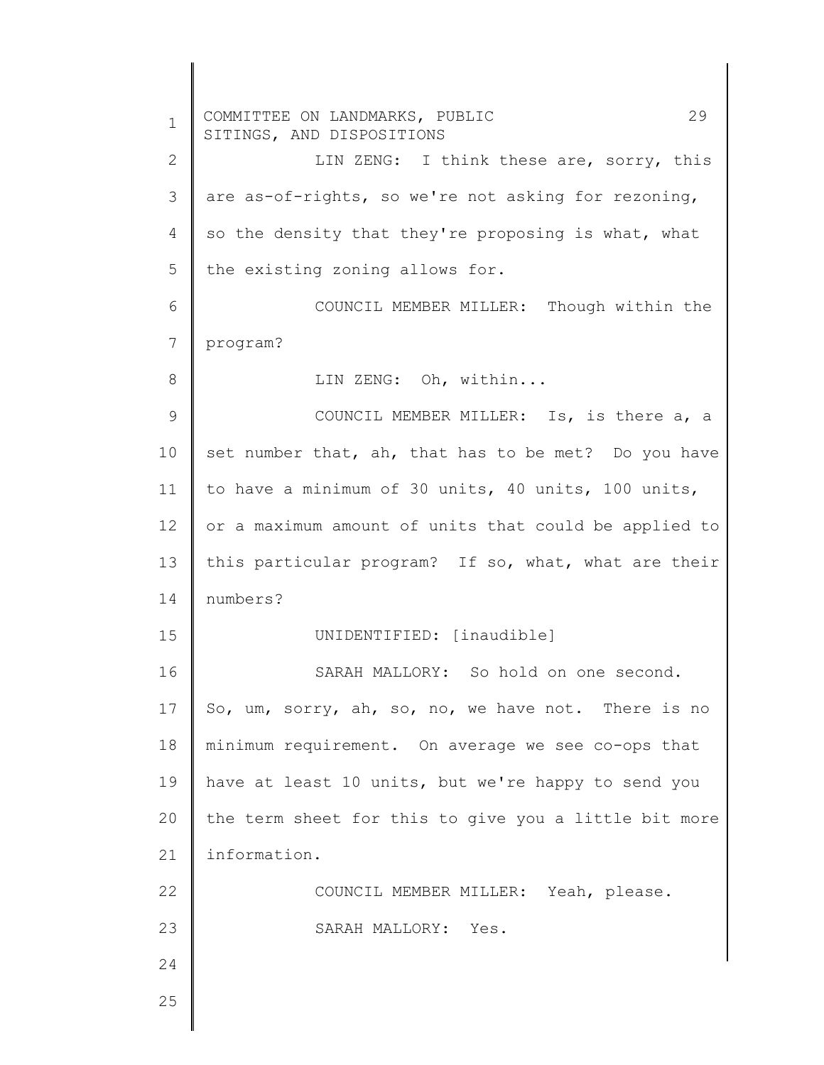LIN ZENG: I think these are, sorry, this are as-of-rights, so we're not asking for rezoning, so the density that they're proposing is what, what the existing zoning allows for.

COUNCIL MEMBER MILLER: Though within the program?

LIN ZENG: Oh, within...

COUNCIL MEMBER MILLER: Is, is there a, a set number that, ah, that has to be met? Do you have to have a minimum of 30 units, 40 units, 100 units, or a maximum amount of units that could be applied to this particular program? If so, what, what are their numbers?

UNIDENTIFIED: [inaudible]

SARAH MALLORY: So hold on one second. So, um, sorry, ah, so, no, we have not. There is no minimum requirement. On average we see co-ops that have at least 10 units, but we're happy to send you the term sheet for this to give you a little bit more information.

COUNCIL MEMBER MILLER: Yeah, please.

SARAH MALLORY: Yes.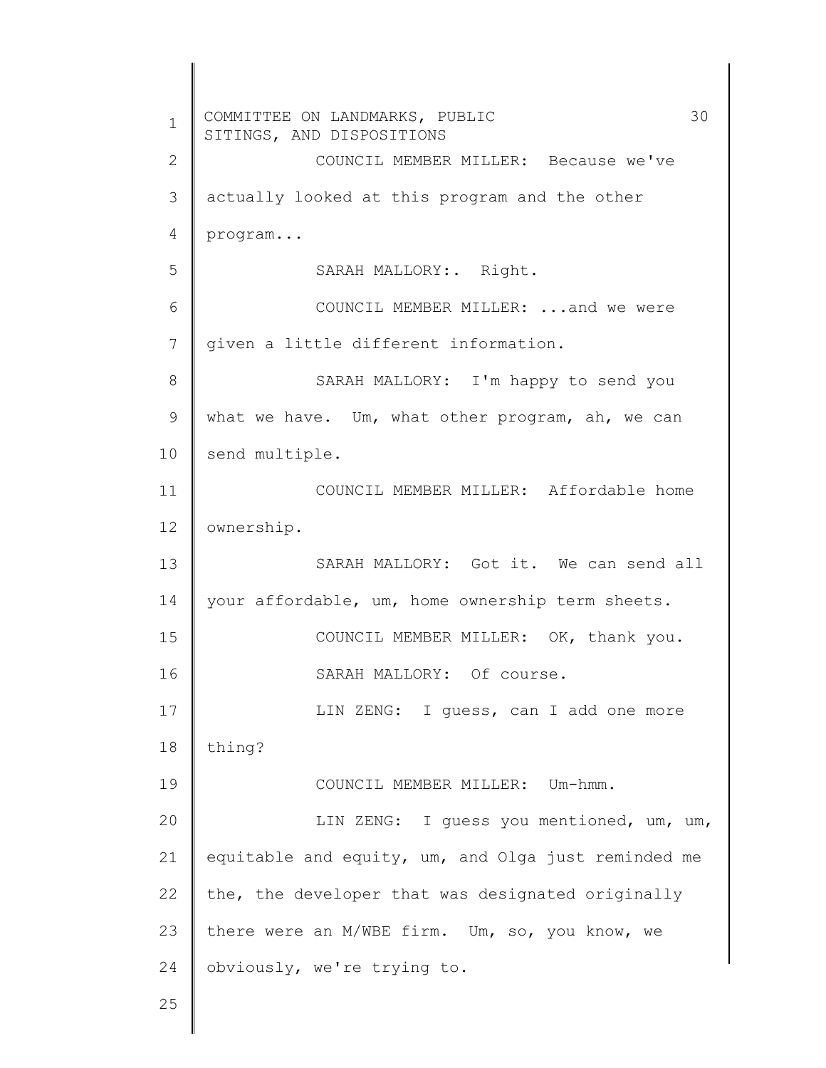COUNCIL MEMBER MILLER: Because we've actually looked at this program and the other program...

SARAH MALLORY:. Right.

COUNCIL MEMBER MILLER: ...and we were given a little different information.

SARAH MALLORY: I'm happy to send you what we have. Um, what other program, ah, we can send multiple.

COUNCIL MEMBER MILLER: Affordable home ownership.

SARAH MALLORY: Got it. We can send all your affordable, um, home ownership term sheets.

COUNCIL MEMBER MILLER: OK, thank you.

SARAH MALLORY: Of course.

LIN ZENG: I guess, can I add one more thing?

COUNCIL MEMBER MILLER: Um-hmm.

LIN ZENG: I guess you mentioned, um, um, equitable and equity, um, and Olga just reminded me the, the developer that was designated originally there were an M/WBE firm. Um, so, you know, we obviously, we're trying to.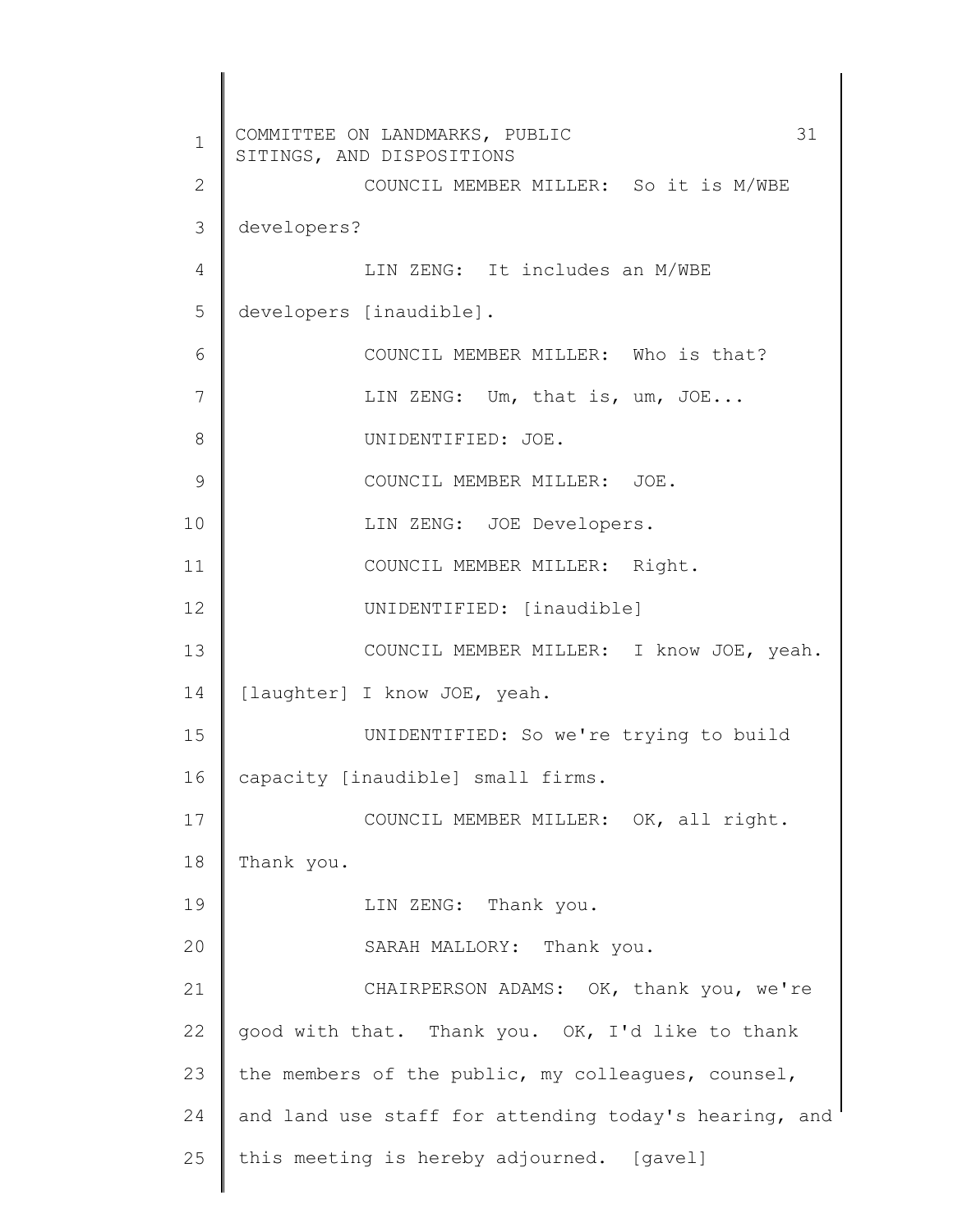COUNCIL MEMBER MILLER: So it is M/WBE developers?

LIN ZENG: It includes an M/WBE developers [inaudible].

COUNCIL MEMBER MILLER: Who is that?

LIN ZENG: Um, that is, um, JOE...

UNIDENTIFIED: JOE.

COUNCIL MEMBER MILLER: JOE.

LIN ZENG: JOE Developers.

COUNCIL MEMBER MILLER: Right.

UNIDENTIFIED: [inaudible]

COUNCIL MEMBER MILLER: I know JOE, yeah. [laughter] I know JOE, yeah.

UNIDENTIFIED: So we're trying to build capacity [inaudible] small firms.

COUNCIL MEMBER MILLER: OK, all right. Thank you.

LIN ZENG: Thank you.

SARAH MALLORY: Thank you.

CHAIRPERSON ADAMS: OK, thank you, we're good with that. Thank you. OK, I'd like to thank the members of the public, my colleagues, counsel, and land use staff for attending today's hearing, and this meeting is hereby adjourned. [gavel]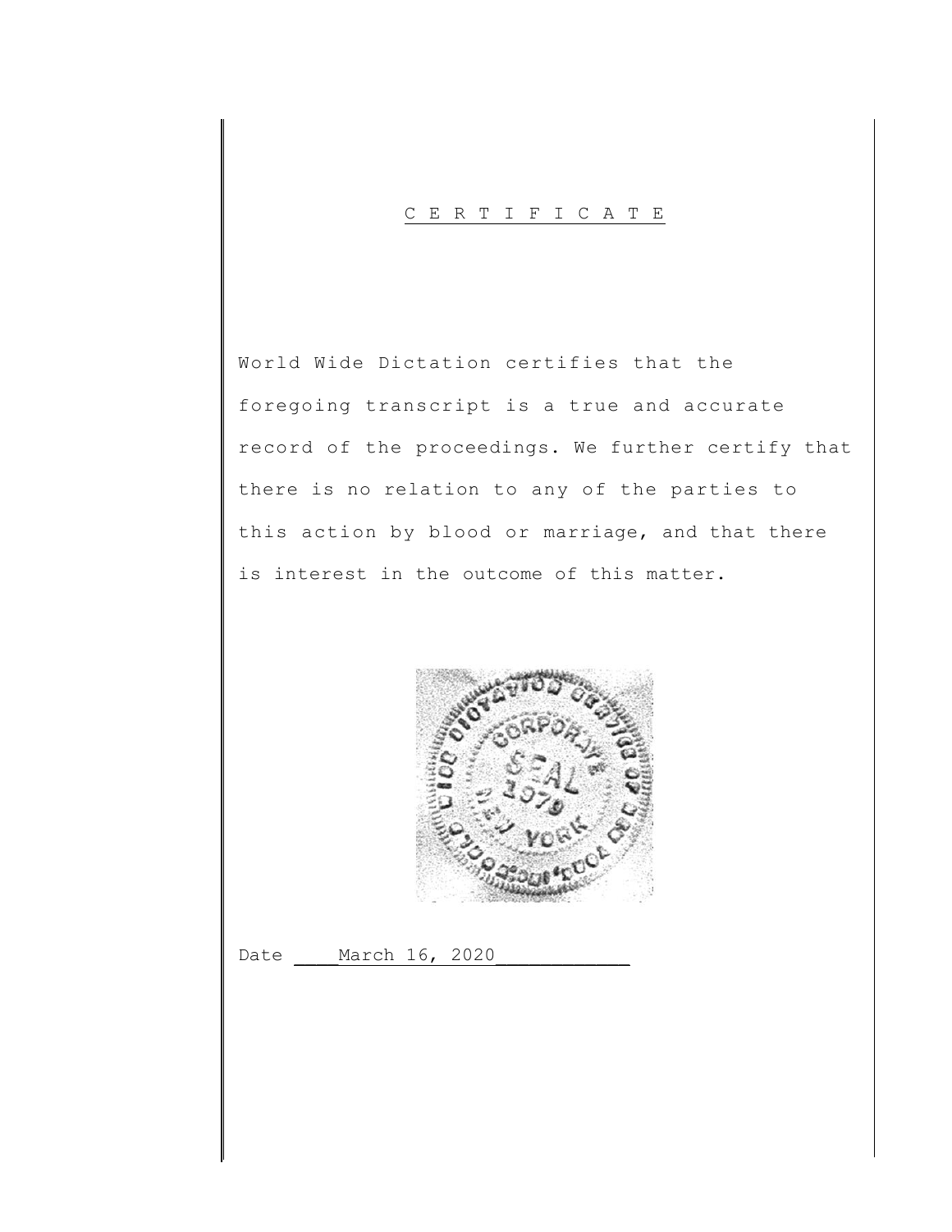C E R T I F I C A T E

World Wide Dictation certifies that the foregoing transcript is a true and accurate record of the proceedings. We further certify that there is no relation to any of the parties to this action by blood or marriage, and that there is interest in the outcome of this matter.

Date \_\_\_\_March 16, 2020\_\_\_\_\_\_\_\_\_\_\_\_